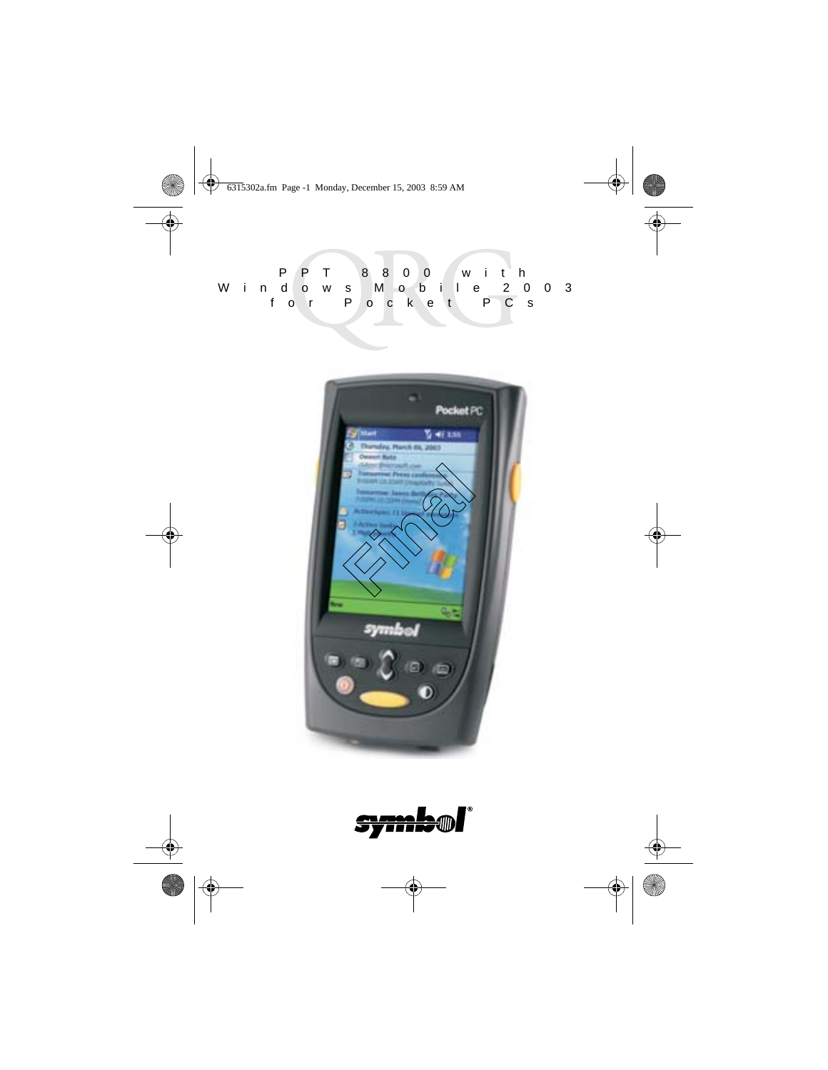# PPT 8800 with Windows Mobile 2003 for Pocket PCs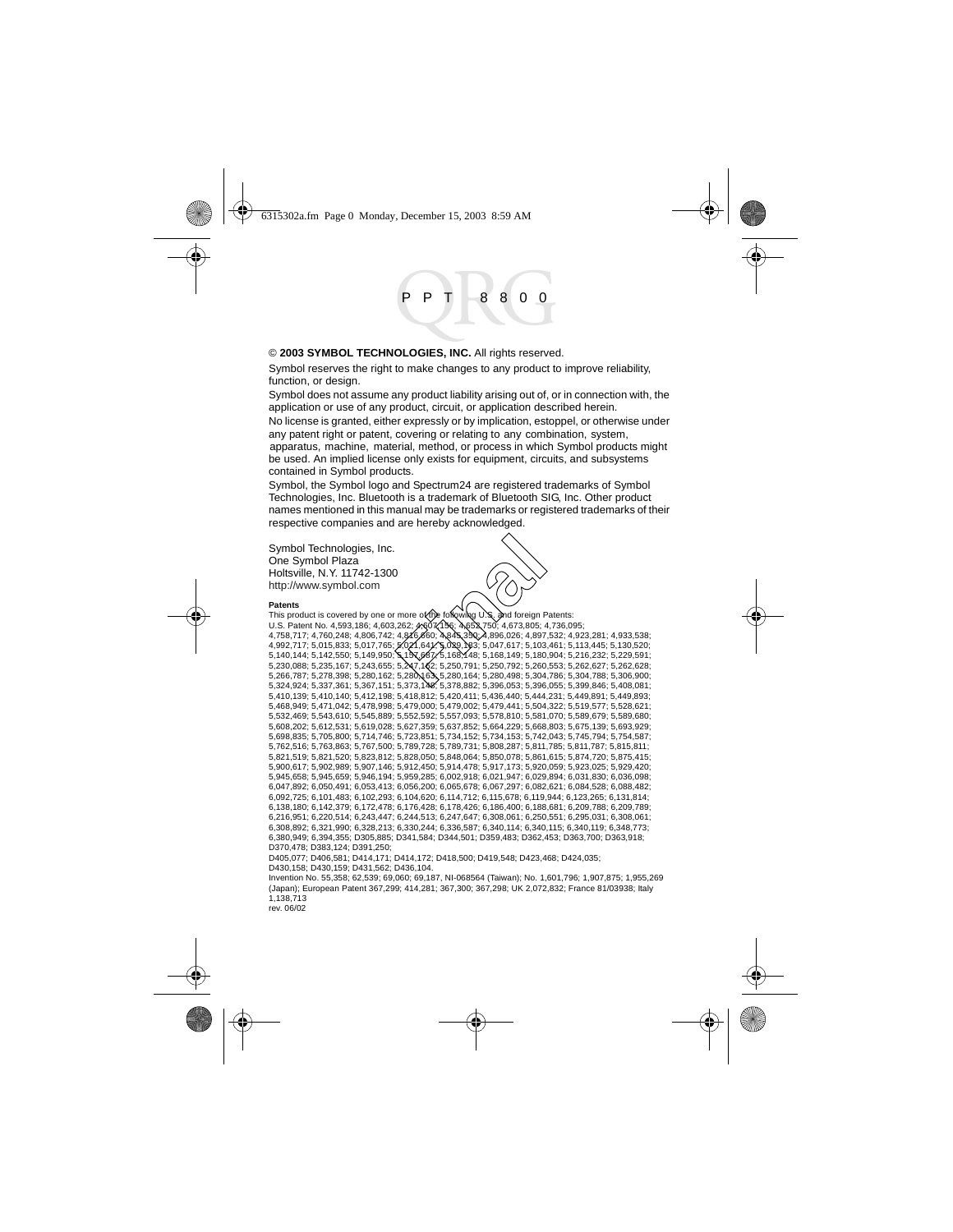# PPT 8800

© **2003 SYMBOL TECHNOLOGIES, INC.** All rights reserved.

Symbol reserves the right to make changes to any product to improve reliability, function, or design.

Symbol does not assume any product liability arising out of, or in connection with, the application or use of any product, circuit, or application described herein.

No license is granted, either expressly or by implication, estoppel, or otherwise under any patent right or patent, covering or relating to any combination, system, apparatus, machine, material, method, or process in which Symbol products might be used. An implied license only exists for equipment, circuits, and subsystems contained in Symbol products.

Symbol, the Symbol logo and Spectrum24 are registered trademarks of Symbol Technologies, Inc. Bluetooth is a trademark of Bluetooth SIG, Inc. Other product names mentioned in this manual may be trademarks or registered trademarks of their respective companies and are hereby acknowledged.

Symbol Technologies, Inc.
One Symbol Plaza
Holtsville, N.Y. 11742-1300
http://www.symbol.com

**Patents**

This product is covered by one or more of the following U.S. and foreign Patents:
U.S. Patent No. 4,593,186; 4,603,262; 4,607,156; 4,652,750; 4,673,805; 4,736,095; 4,758,717; 4,760,248; 4,806,742; 4,816,660; 4,845,350; 4,896,026; 4,897,532; 4,923,281; 4,933,538; 4,992,717; 5,015,833; 5,017,765; 5,021,641; 5,029,183; 5,047,617; 5,103,461; 5,113,445; 5,130,520; 5,140,144; 5,142,550; 5,149,950; 5,157,687; 5,168,148; 5,168,149; 5,180,904; 5,216,232; 5,229,591; 5,230,088; 5,235,167; 5,243,655; 5,247,162; 5,250,791; 5,250,792; 5,260,553; 5,262,627; 5,262,628; 5,266,787; 5,278,398; 5,280,162; 5,280,163; 5,280,164; 5,280,498; 5,304,786; 5,304,788; 5,306,900; 5,324,924; 5,337,361; 5,367,151; 5,373,148; 5,378,882; 5,396,053; 5,396,055; 5,399,846; 5,408,081; 5,410,139; 5,410,140; 5,412,198; 5,418,812; 5,420,411; 5,436,440; 5,444,231; 5,449,891; 5,449,893; 5,468,949; 5,471,042; 5,478,998; 5,479,000; 5,479,002; 5,479,441; 5,504,322; 5,519,577; 5,528,621; 5,532,469; 5,543,610; 5,545,889; 5,552,592; 5,557,093; 5,578,810; 5,581,070; 5,589,679; 5,589,680; 5,608,202; 5,612,531; 5,619,028; 5,627,359; 5,637,852; 5,664,229; 5,668,803; 5,675,139; 5,693,929; 5,698,835; 5,705,800; 5,714,746; 5,723,851; 5,734,152; 5,734,153; 5,742,043; 5,745,794; 5,754,587; 5,762,516; 5,763,863; 5,767,500; 5,789,728; 5,789,731; 5,808,287; 5,811,785; 5,811,787; 5,815,811; 5,821,519; 5,821,520; 5,823,812; 5,828,050; 5,848,064; 5,850,078; 5,861,615; 5,874,720; 5,875,415; 5,900,617; 5,902,989; 5,907,146; 5,912,450; 5,914,478; 5,917,173; 5,920,059; 5,923,025; 5,929,420; 5,945,658; 5,945,659; 5,946,194; 5,959,285; 6,002,918; 6,021,947; 6,029,894; 6,031,830; 6,036,098; 6,047,892; 6,050,491; 6,053,413; 6,056,200; 6,065,678; 6,067,297; 6,082,621; 6,084,528; 6,088,482; 6,092,725; 6,101,483; 6,102,293; 6,104,620; 6,114,712; 6,115,678; 6,119,944; 6,123,265; 6,131,814; 6,138,180; 6,142,379; 6,172,478; 6,176,428; 6,178,426; 6,186,400; 6,188,681; 6,209,788; 6,209,789; 6,216,951; 6,220,514; 6,243,447; 6,244,513; 6,247,647; 6,308,061; 6,250,551; 6,295,031; 6,308,061; 6,308,892; 6,321,990; 6,328,213; 6,330,244; 6,336,587; 6,340,114; 6,340,115; 6,340,119; 6,348,773; 6,380,949; 6,394,355; D305,885; D341,584; D344,501; D359,483; D362,453; D363,700; D363,918; D370,478; D383,124; D391,250;
D405,077; D406,581; D414,171; D414,172; D418,500; D419,548; D423,468; D424,035;
D430,158; D430,159; D431,562; D436,104.
Invention No. 55,358; 62,539; 69,060; 69,187, NI-068564 (Taiwan); No. 1,601,796; 1,907,875; 1,955,269 (Japan); European Patent 367,299; 414,281; 367,300; 367,298; UK 2,072,832; France 81/03938; Italy 1,138,713
rev. 06/02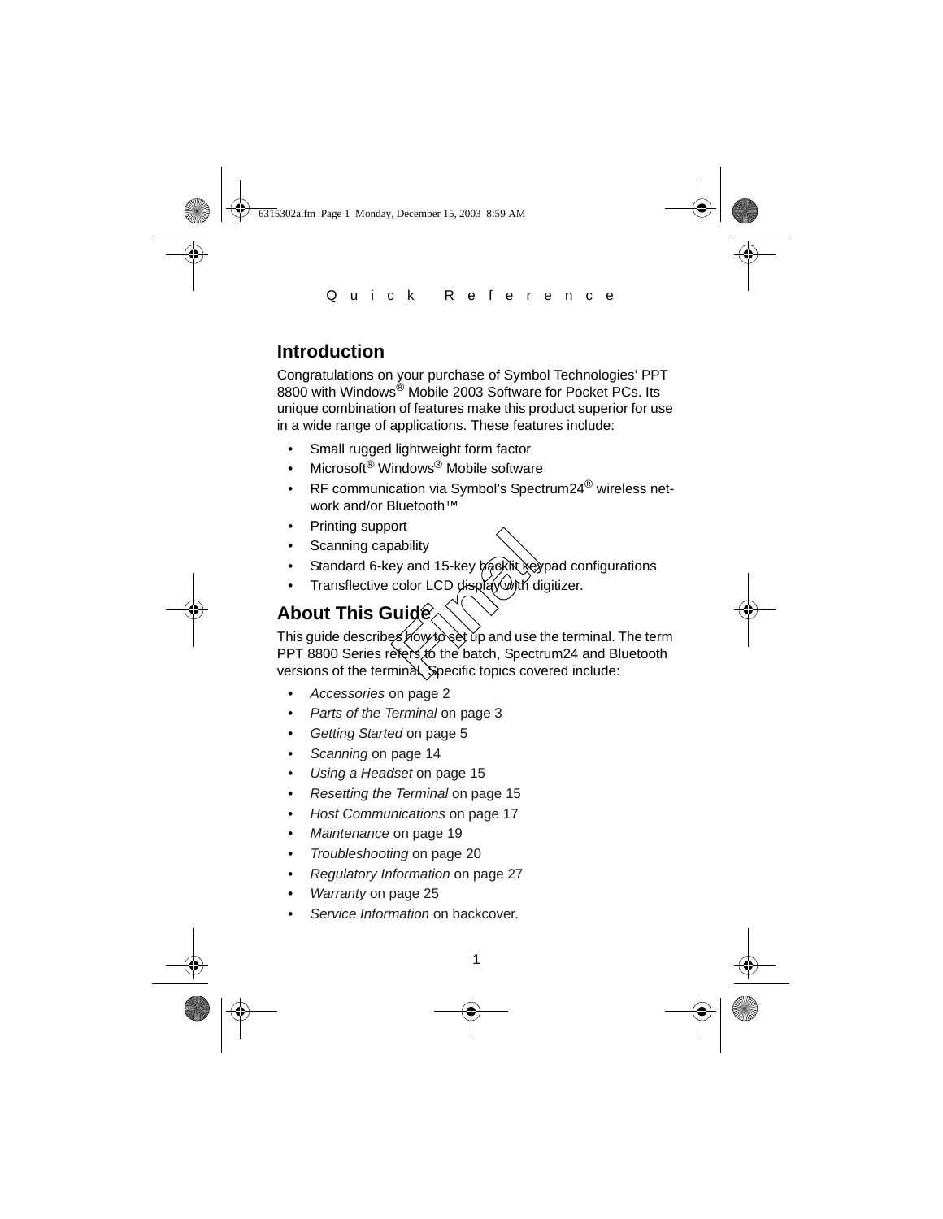## Introduction

Congratulations on your purchase of Symbol Technologies' PPT 8800 with Windows® Mobile 2003 Software for Pocket PCs. Its unique combination of features make this product superior for use in a wide range of applications. These features include:

- Small rugged lightweight form factor
- Microsoft® Windows® Mobile software
- RF communication via Symbol's Spectrum24® wireless network and/or Bluetooth™
- Printing support
- Scanning capability
- Standard 6-key and 15-key backlit keypad configurations
- Transflective color LCD display with digitizer.

## About This Guide

This guide describes how to set up and use the terminal. The term PPT 8800 Series refers to the batch, Spectrum24 and Bluetooth versions of the terminal. Specific topics covered include:

- *Accessories* on page 2
- *Parts of the Terminal* on page 3
- *Getting Started* on page 5
- *Scanning* on page 14
- *Using a Headset* on page 15
- *Resetting the Terminal* on page 15
- *Host Communications* on page 17
- *Maintenance* on page 19
- *Troubleshooting* on page 20
- *Regulatory Information* on page 27
- *Warranty* on page 25
- *Service Information* on backcover.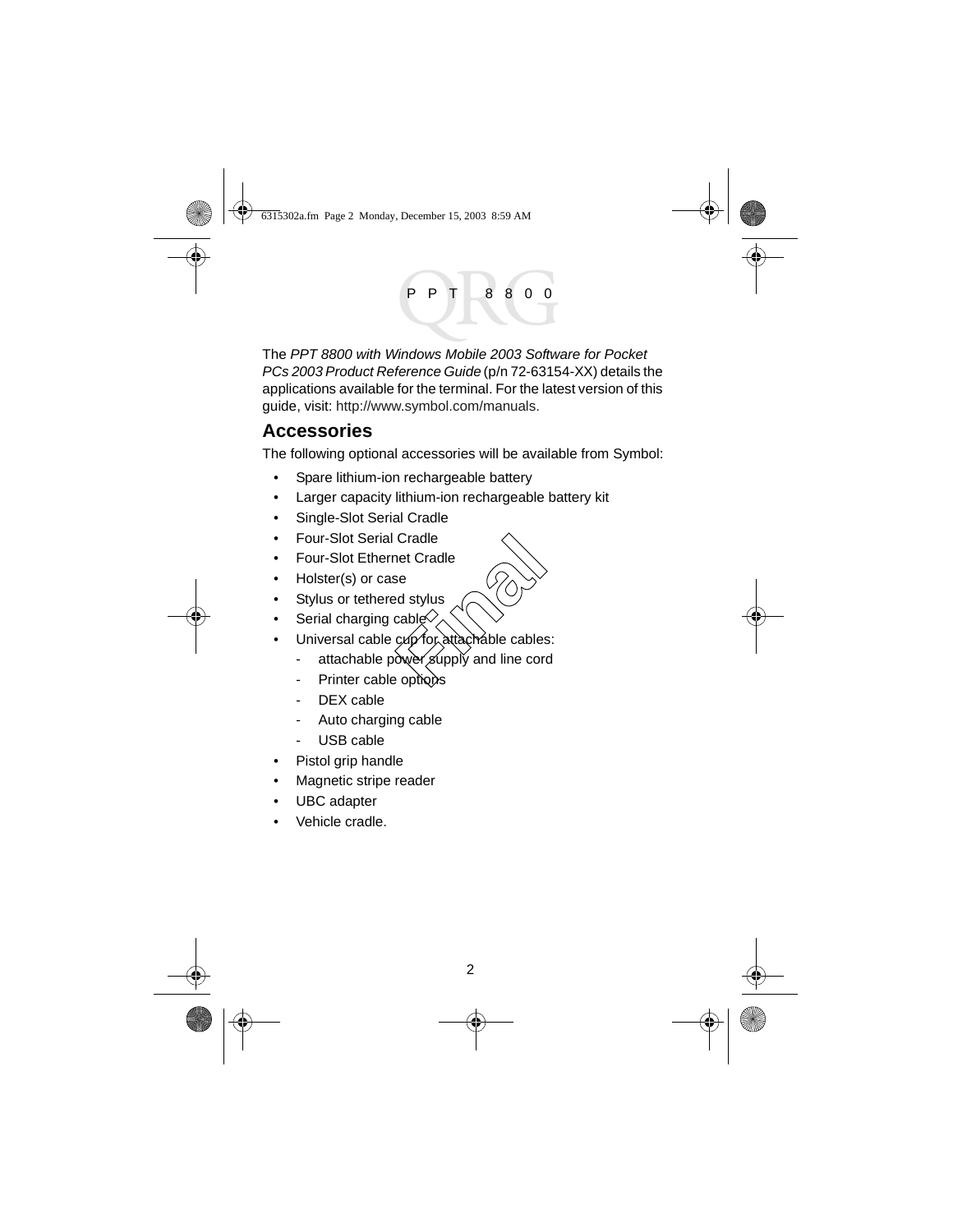The *PPT 8800 with Windows Mobile 2003 Software for Pocket PCs 2003 Product Reference Guide* (p/n 72-63154-XX) details the applications available for the terminal. For the latest version of this guide, visit: http://www.symbol.com/manuals.

## Accessories

The following optional accessories will be available from Symbol:

- Spare lithium-ion rechargeable battery
- Larger capacity lithium-ion rechargeable battery kit
- Single-Slot Serial Cradle
- Four-Slot Serial Cradle
- Four-Slot Ethernet Cradle
- Holster(s) or case
- Stylus or tethered stylus
- Serial charging cable
- Universal cable cup for attachable cables:
  - attachable power supply and line cord
  - Printer cable options
  - DEX cable
  - Auto charging cable
  - USB cable
- Pistol grip handle
- Magnetic stripe reader
- UBC adapter
- Vehicle cradle.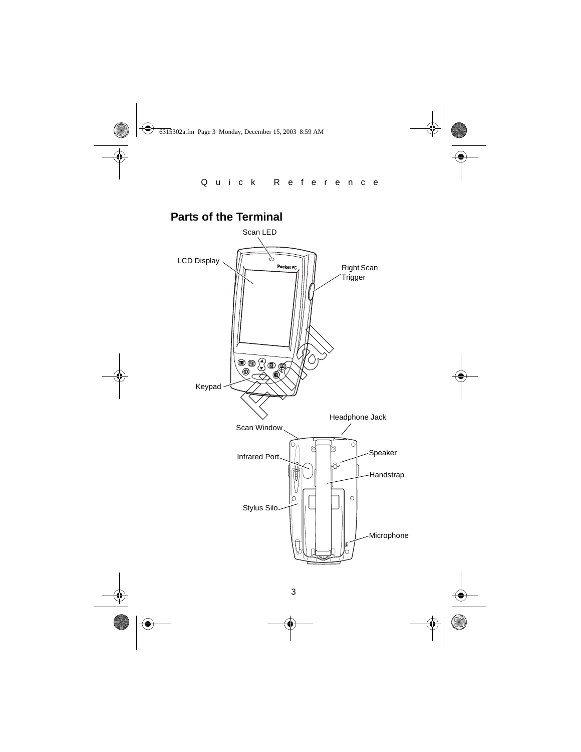## Parts of the Terminal

Scan LED

LCD Display

Right Scan Trigger

Keypad

Headphone Jack

Scan Window

Infrared Port

Speaker

Handstrap

Stylus Silo

Microphone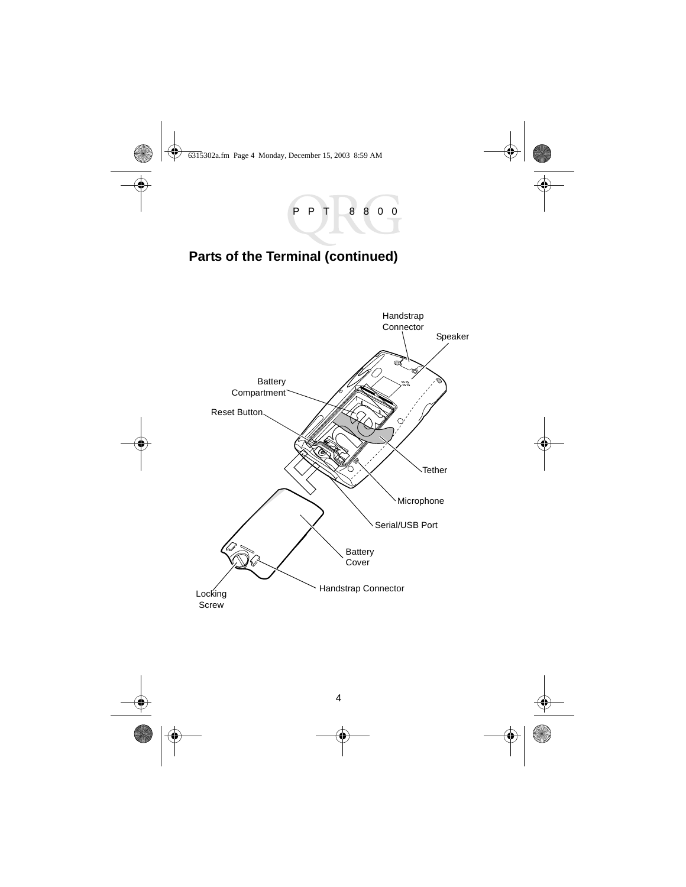## Parts of the Terminal (continued)

Handstrap Connector

Speaker

Battery Compartment

Reset Button

Tether

Microphone

Serial/USB Port

Battery Cover

Handstrap Connector

Locking Screw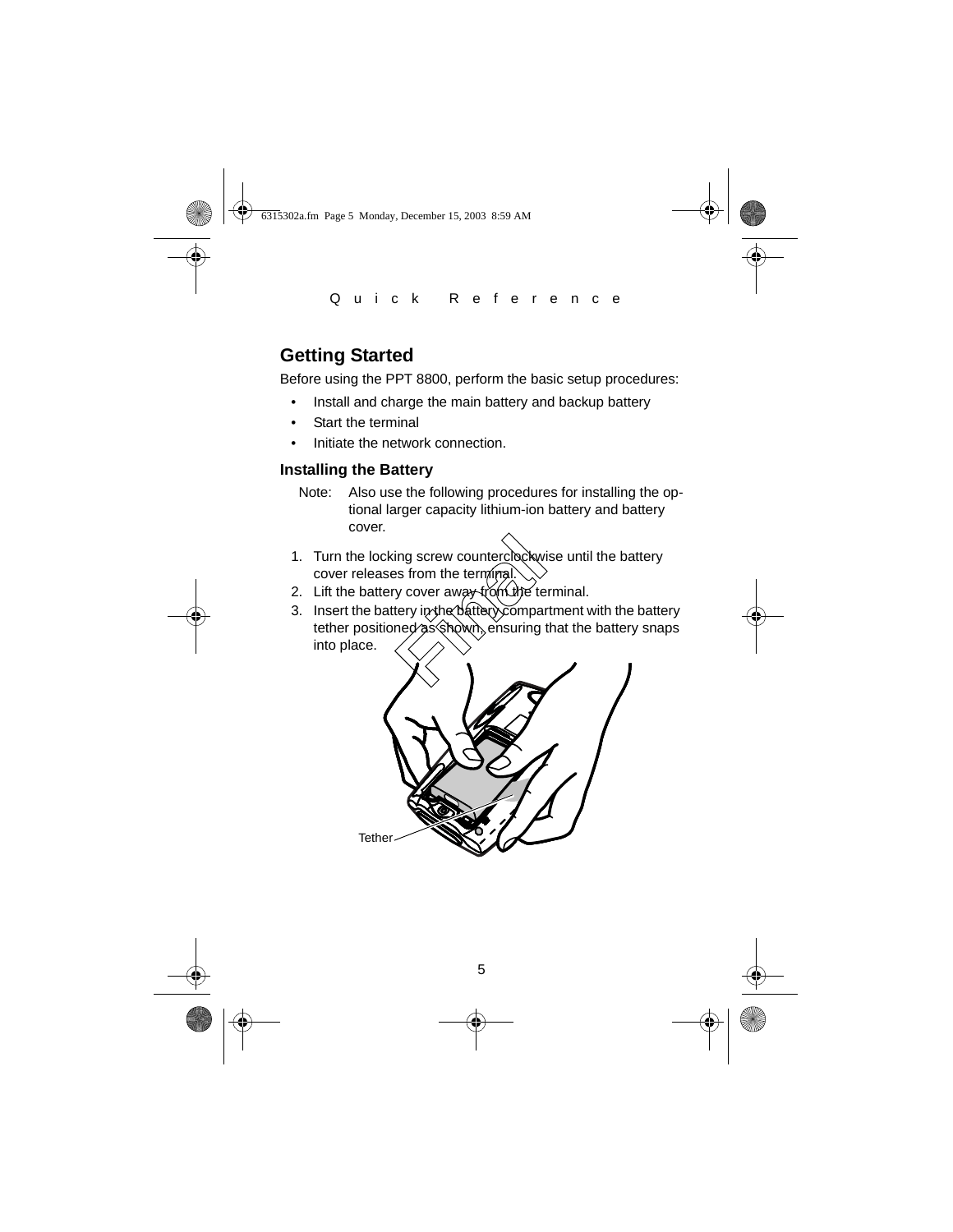## Getting Started

Before using the PPT 8800, perform the basic setup procedures:

- Install and charge the main battery and backup battery
- Start the terminal
- Initiate the network connection.

### Installing the Battery

Note: Also use the following procedures for installing the optional larger capacity lithium-ion battery and battery cover.

1. Turn the locking screw counterclockwise until the battery cover releases from the terminal.
2. Lift the battery cover away from the terminal.
3. Insert the battery in the battery compartment with the battery tether positioned as shown, ensuring that the battery snaps into place.

Tether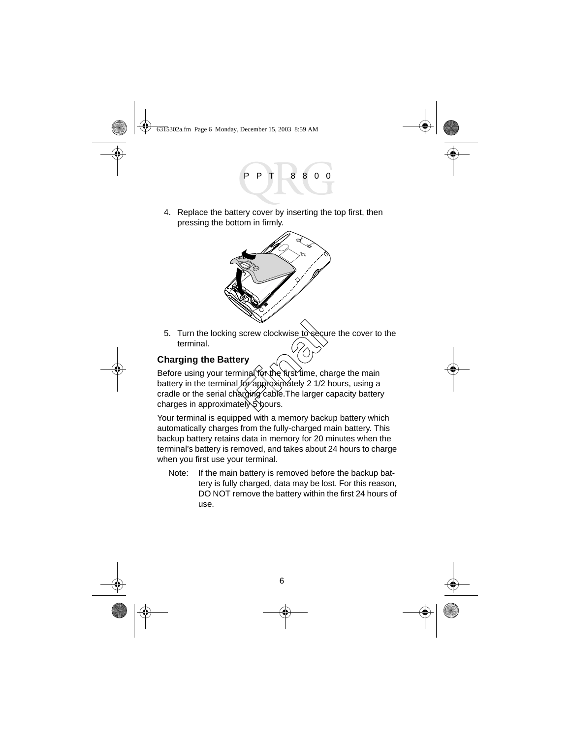4. Replace the battery cover by inserting the top first, then pressing the bottom in firmly.

5. Turn the locking screw clockwise to secure the cover to the terminal.

### Charging the Battery

Before using your terminal for the first time, charge the main battery in the terminal for approximately 2 1/2 hours, using a cradle or the serial charging cable.The larger capacity battery charges in approximately 5 hours.

Your terminal is equipped with a memory backup battery which automatically charges from the fully-charged main battery. This backup battery retains data in memory for 20 minutes when the terminal's battery is removed, and takes about 24 hours to charge when you first use your terminal.

Note: If the main battery is removed before the backup battery is fully charged, data may be lost. For this reason, DO NOT remove the battery within the first 24 hours of use.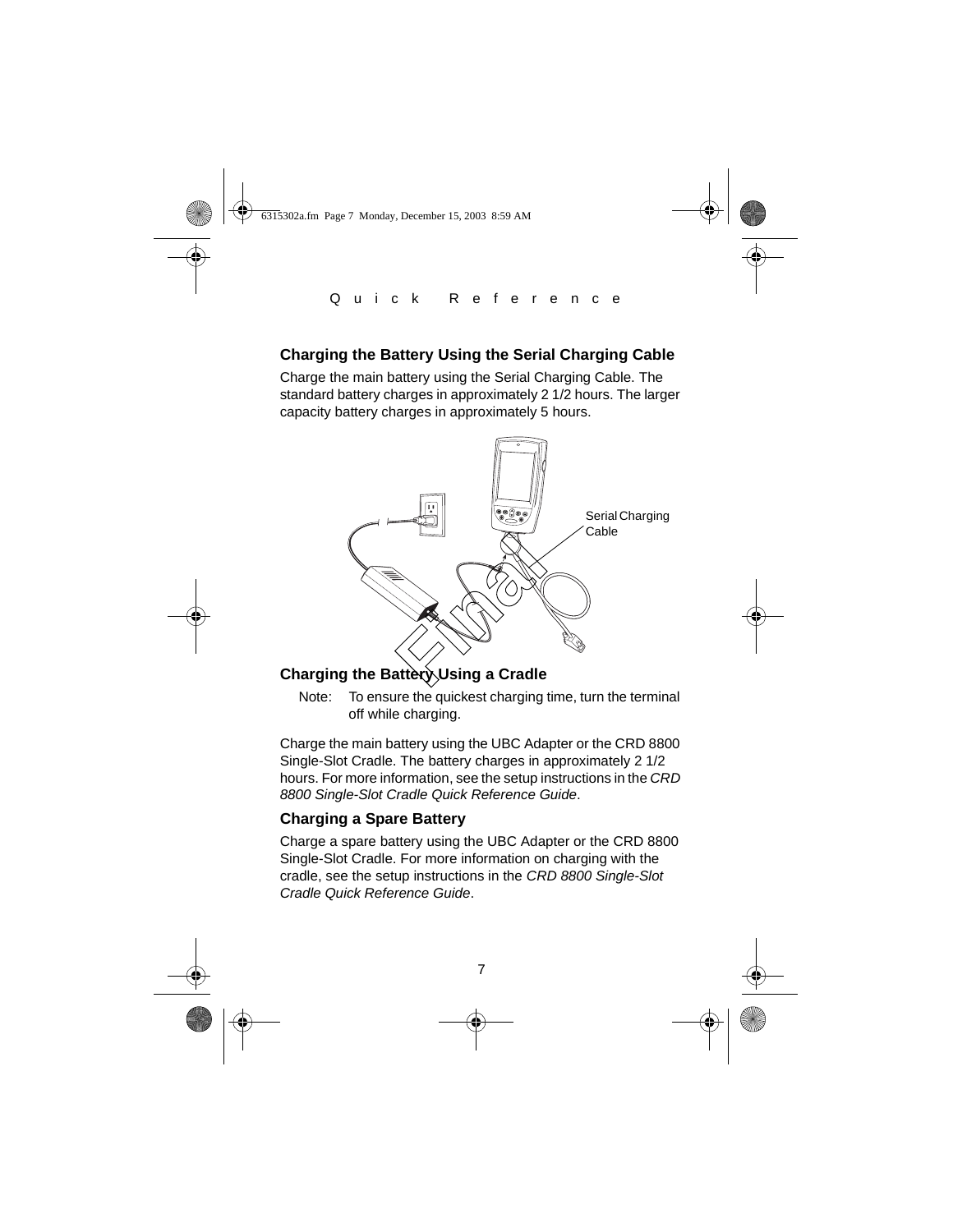## Charging the Battery Using the Serial Charging Cable

Charge the main battery using the Serial Charging Cable. The standard battery charges in approximately 2 1/2 hours. The larger capacity battery charges in approximately 5 hours.

Serial Charging Cable

## Charging the Battery Using a Cradle

Note: To ensure the quickest charging time, turn the terminal off while charging.

Charge the main battery using the UBC Adapter or the CRD 8800 Single-Slot Cradle. The battery charges in approximately 2 1/2 hours. For more information, see the setup instructions in the *CRD 8800 Single-Slot Cradle Quick Reference Guide*.

## Charging a Spare Battery

Charge a spare battery using the UBC Adapter or the CRD 8800 Single-Slot Cradle. For more information on charging with the cradle, see the setup instructions in the *CRD 8800 Single-Slot Cradle Quick Reference Guide*.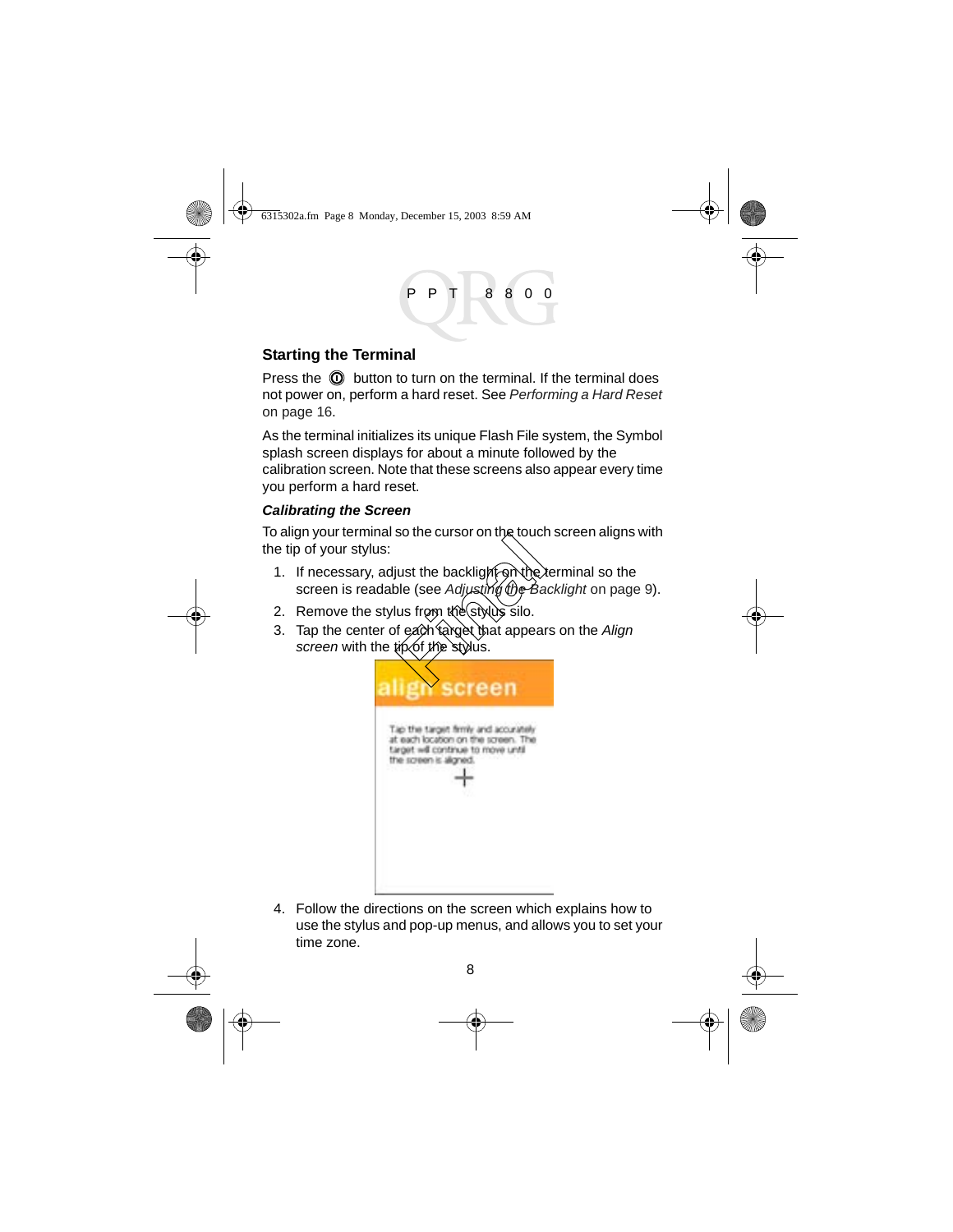## Starting the Terminal

Press the ⓘ button to turn on the terminal. If the terminal does not power on, perform a hard reset. See *Performing a Hard Reset* on page 16.

As the terminal initializes its unique Flash File system, the Symbol splash screen displays for about a minute followed by the calibration screen. Note that these screens also appear every time you perform a hard reset.

### *Calibrating the Screen*

To align your terminal so the cursor on the touch screen aligns with the tip of your stylus:

1. If necessary, adjust the backlight on the terminal so the screen is readable (see *Adjusting the Backlight* on page 9).
2. Remove the stylus from the stylus silo.
3. Tap the center of each target that appears on the *Align screen* with the tip of the stylus.
4. Follow the directions on the screen which explains how to use the stylus and pop-up menus, and allows you to set your time zone.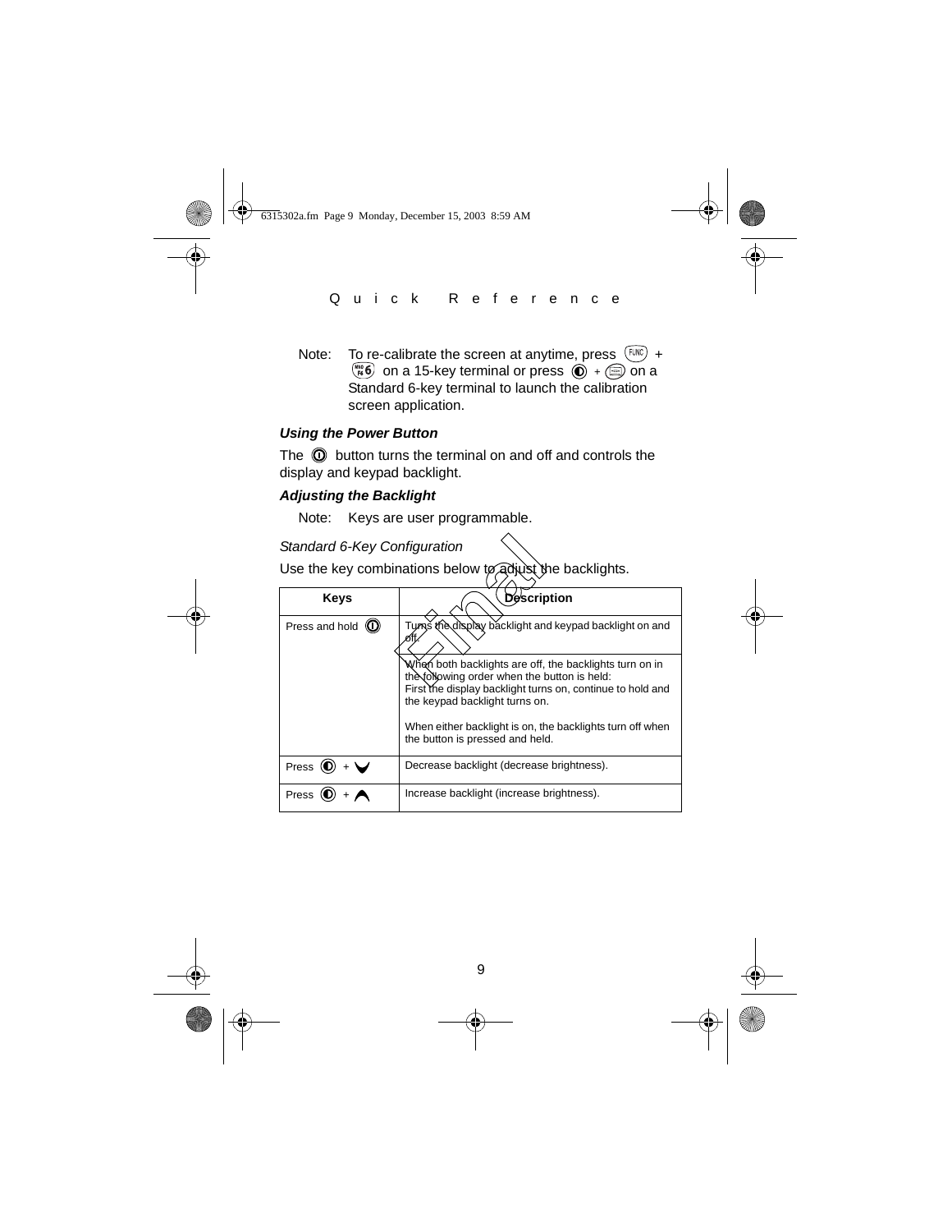Note: To re-calibrate the screen at anytime, press FUNC + 6 on a 15-key terminal or press ◐ + ⊟ on a Standard 6-key terminal to launch the calibration screen application.

### *Using the Power Button*

The ⓘ button turns the terminal on and off and controls the display and keypad backlight.

### *Adjusting the Backlight*

Note: Keys are user programmable.

*Standard 6-Key Configuration*

Use the key combinations below to adjust the backlights.

| Keys | Description |
| --- | --- |
| Press and hold ⓘ | Turns the display backlight and keypad backlight on and off.<br><br>When both backlights are off, the backlights turn on in the following order when the button is held:<br>First the display backlight turns on, continue to hold and the keypad backlight turns on.<br><br>When either backlight is on, the backlights turn off when the button is pressed and held. |
| Press ◐ + ⌄ | Decrease backlight (decrease brightness). |
| Press ◐ + ⌃ | Increase backlight (increase brightness). |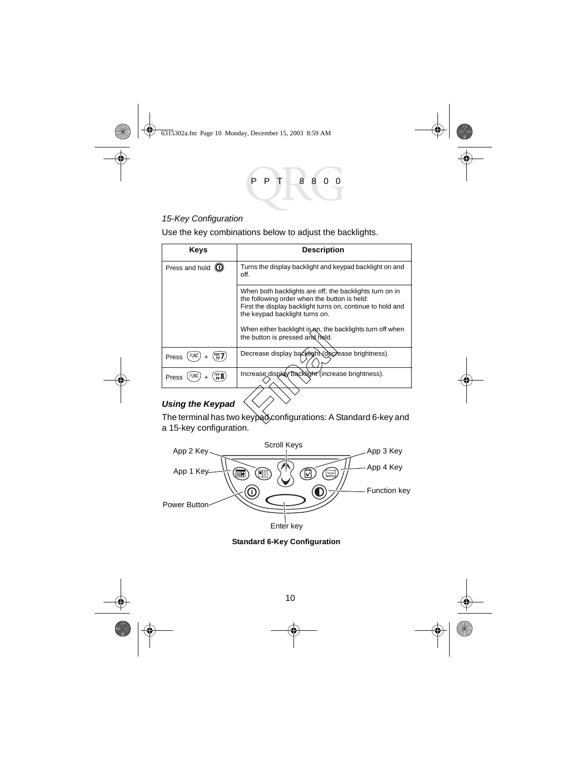*15-Key Configuration*

Use the key combinations below to adjust the backlights.

| Keys | Description |
|---|---|
| Press and hold (I) | Turns the display backlight and keypad backlight on and off. |
| | When both backlights are off, the backlights turn on in the following order when the button is held:<br>First the display backlight turns on, continue to hold and the keypad backlight turns on.<br><br>When either backlight is on, the backlights turn off when the button is pressed and held. |
| Press FUNC + 7 | Decrease display backlight (decrease brightness). |
| Press FUNC + 8 | Increase display backlight (increase brightness). |

### Using the Keypad

The terminal has two keypad configurations: A Standard 6-key and a 15-key configuration.

App 2 Key, Scroll Keys, App 3 Key, App 1 Key, App 4 Key, Function key, Power Button, Enter key

**Standard 6-Key Configuration**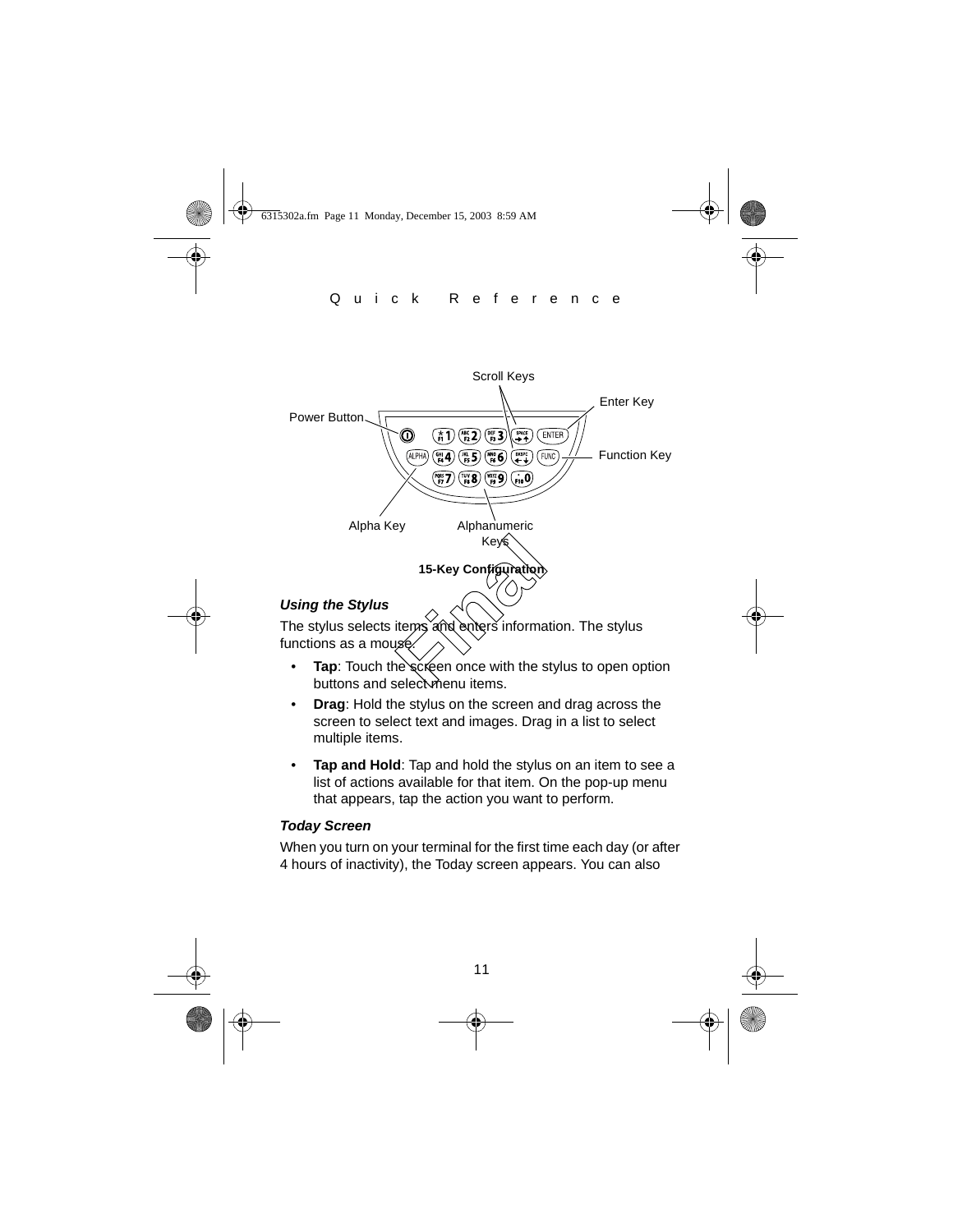Scroll Keys

Enter Key

Power Button

Function Key

Alpha Key

Alphanumeric Keys

**15-Key Configuration**

### *Using the Stylus*

The stylus selects items and enters information. The stylus functions as a mouse.

- **Tap**: Touch the screen once with the stylus to open option buttons and select menu items.
- **Drag**: Hold the stylus on the screen and drag across the screen to select text and images. Drag in a list to select multiple items.
- **Tap and Hold**: Tap and hold the stylus on an item to see a list of actions available for that item. On the pop-up menu that appears, tap the action you want to perform.

### *Today Screen*

When you turn on your terminal for the first time each day (or after 4 hours of inactivity), the Today screen appears. You can also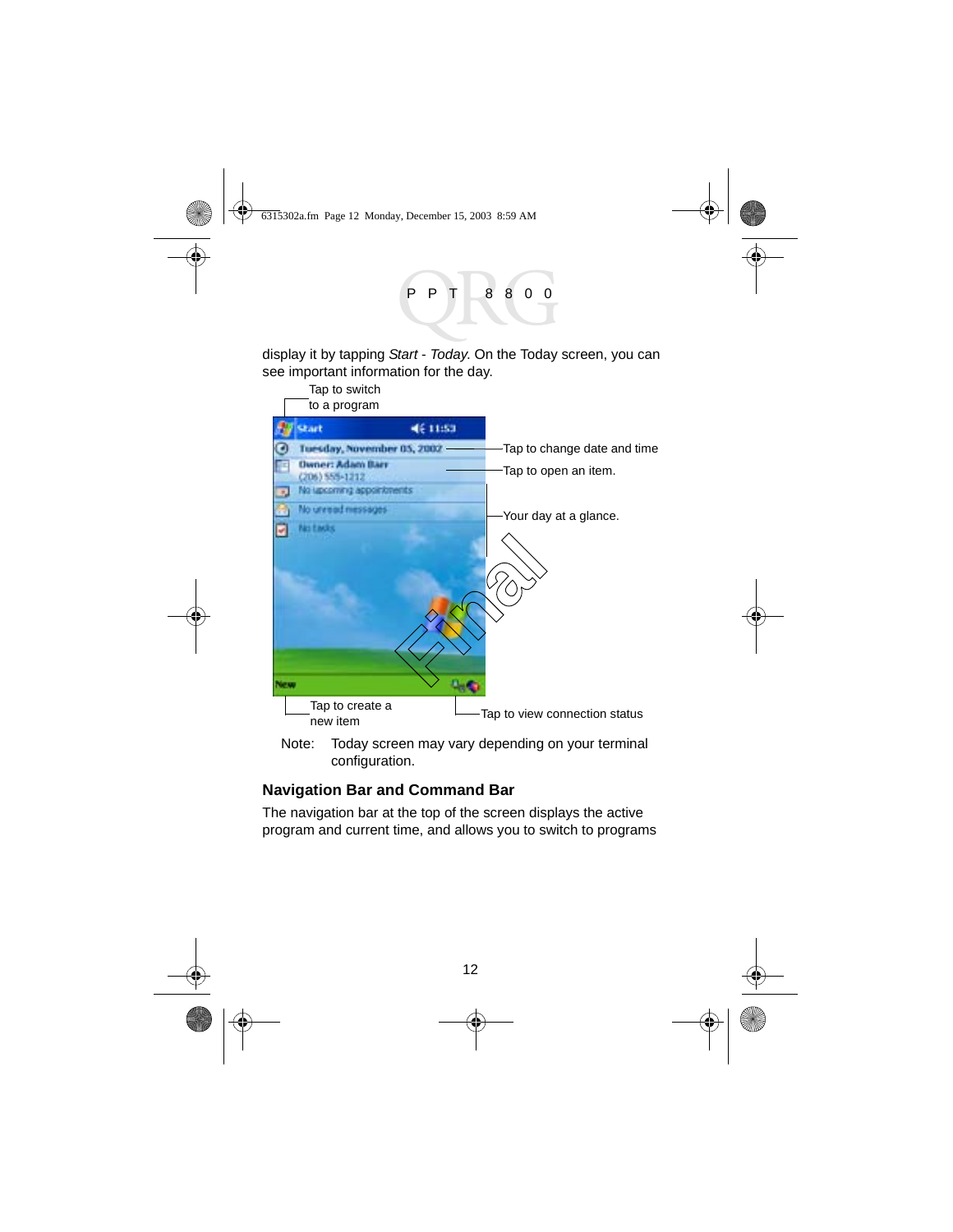display it by tapping *Start* - *Today*. On the Today screen, you can see important information for the day.

Tap to switch to a program

Tap to change date and time

Tap to open an item.

Your day at a glance.

Tap to create a new item

Tap to view connection status

Note: Today screen may vary depending on your terminal configuration.

### Navigation Bar and Command Bar

The navigation bar at the top of the screen displays the active program and current time, and allows you to switch to programs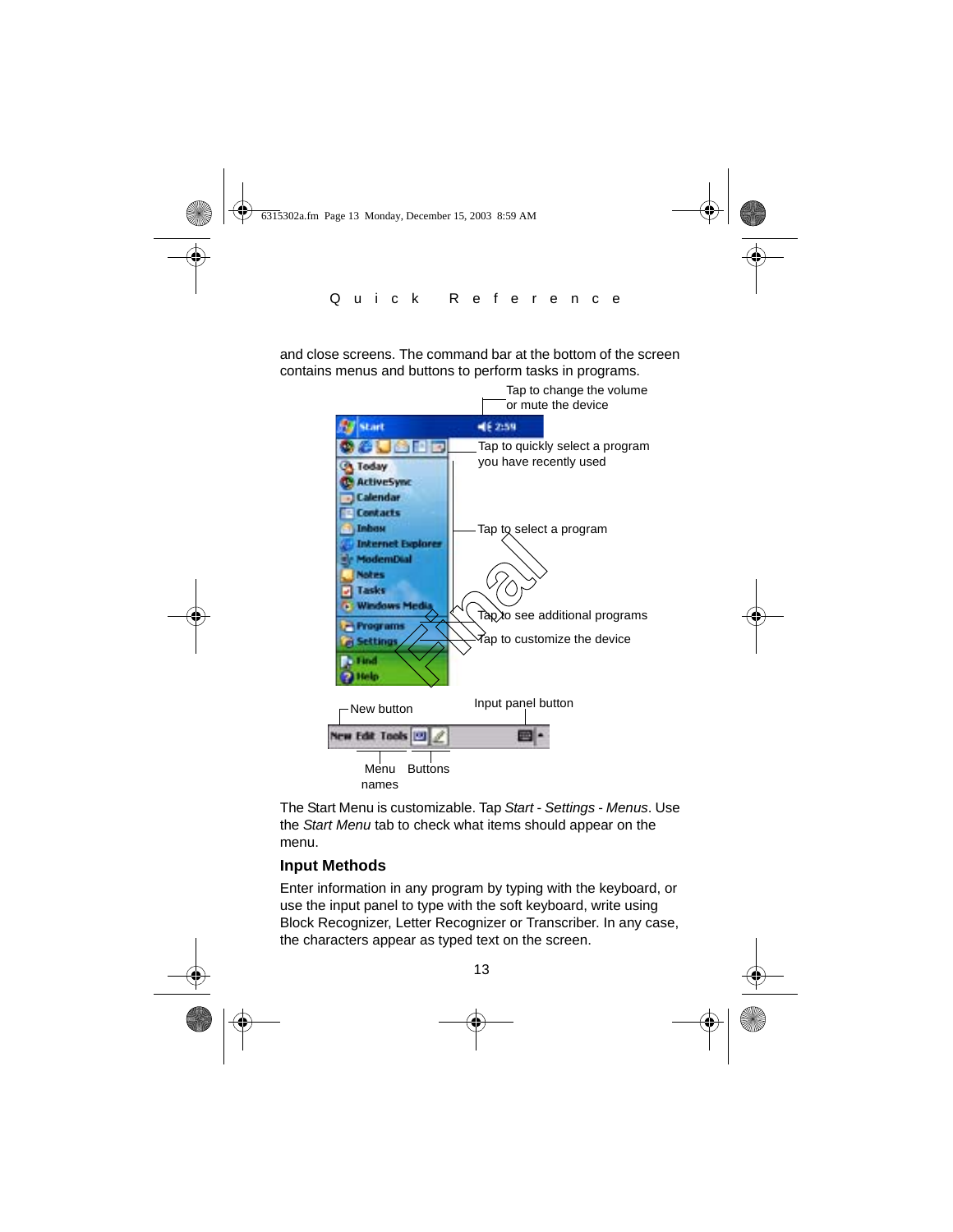and close screens. The command bar at the bottom of the screen contains menus and buttons to perform tasks in programs.

Tap to change the volume or mute the device

Tap to quickly select a program you have recently used

Tap to select a program

Tap to see additional programs

Tap to customize the device

New button

Input panel button

Menu names

Buttons

The Start Menu is customizable. Tap *Start - Settings - Menus*. Use the *Start Menu* tab to check what items should appear on the menu.

### Input Methods

Enter information in any program by typing with the keyboard, or use the input panel to type with the soft keyboard, write using Block Recognizer, Letter Recognizer or Transcriber. In any case, the characters appear as typed text on the screen.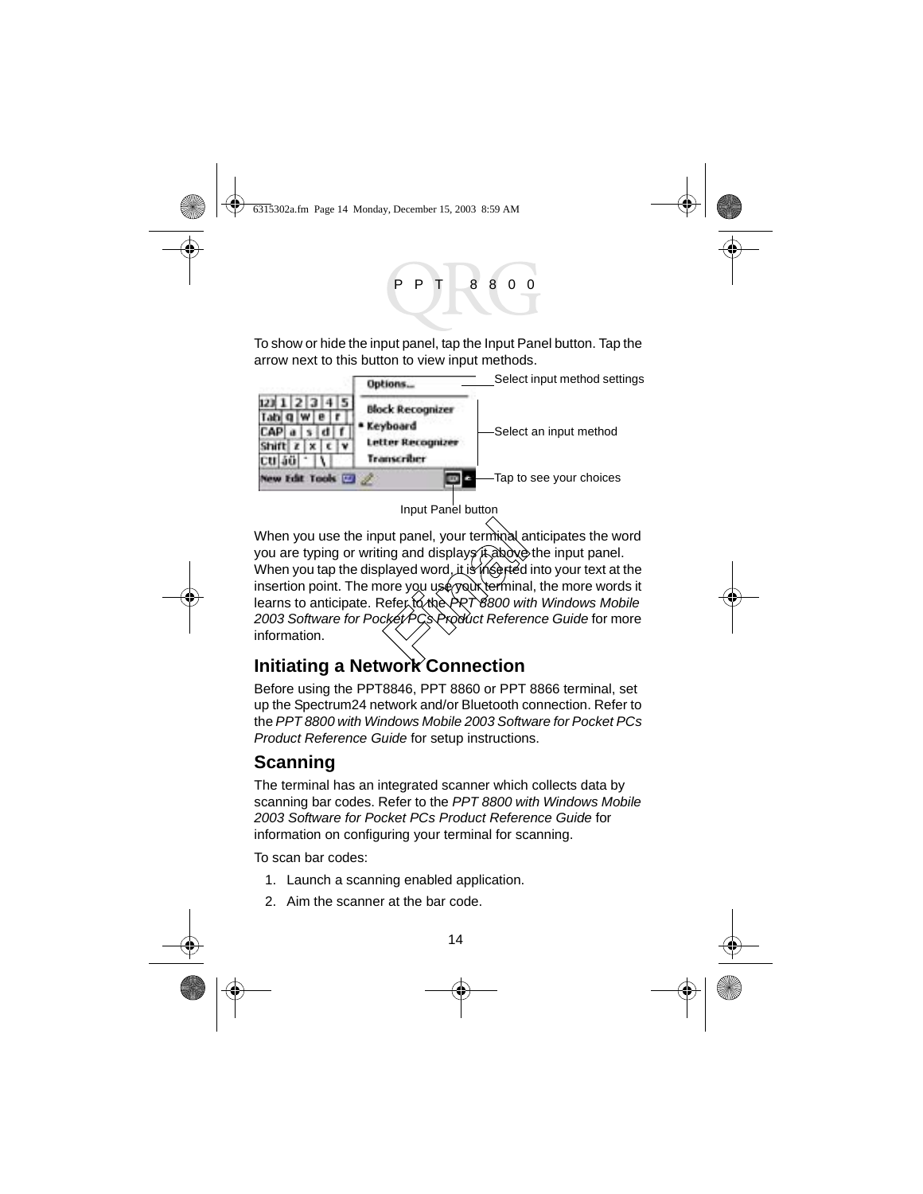To show or hide the input panel, tap the Input Panel button. Tap the arrow next to this button to view input methods.

Select input method settings

Select an input method

Tap to see your choices

Input Panel button

When you use the input panel, your terminal anticipates the word you are typing or writing and displays it above the input panel. When you tap the displayed word, it is inserted into your text at the insertion point. The more you use your terminal, the more words it learns to anticipate. Refer to the *PPT 8800 with Windows Mobile 2003 Software for Pocket PCs Product Reference Guide* for more information.

## Initiating a Network Connection

Before using the PPT8846, PPT 8860 or PPT 8866 terminal, set up the Spectrum24 network and/or Bluetooth connection. Refer to the *PPT 8800 with Windows Mobile 2003 Software for Pocket PCs Product Reference Guide* for setup instructions.

## Scanning

The terminal has an integrated scanner which collects data by scanning bar codes. Refer to the *PPT 8800 with Windows Mobile 2003 Software for Pocket PCs Product Reference Guide* for information on configuring your terminal for scanning.

To scan bar codes:

1. Launch a scanning enabled application.
2. Aim the scanner at the bar code.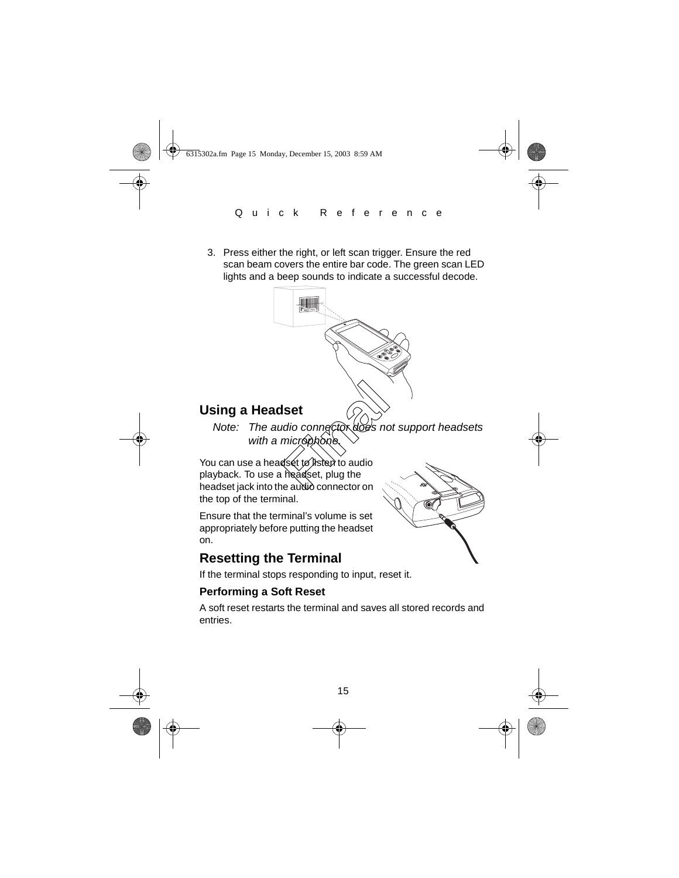3. Press either the right, or left scan trigger. Ensure the red scan beam covers the entire bar code. The green scan LED lights and a beep sounds to indicate a successful decode.

## Using a Headset

*Note: The audio connector does not support headsets with a microphone.*

You can use a headset to listen to audio playback. To use a headset, plug the headset jack into the audio connector on the top of the terminal.

Ensure that the terminal's volume is set appropriately before putting the headset on.

## Resetting the Terminal

If the terminal stops responding to input, reset it.

### Performing a Soft Reset

A soft reset restarts the terminal and saves all stored records and entries.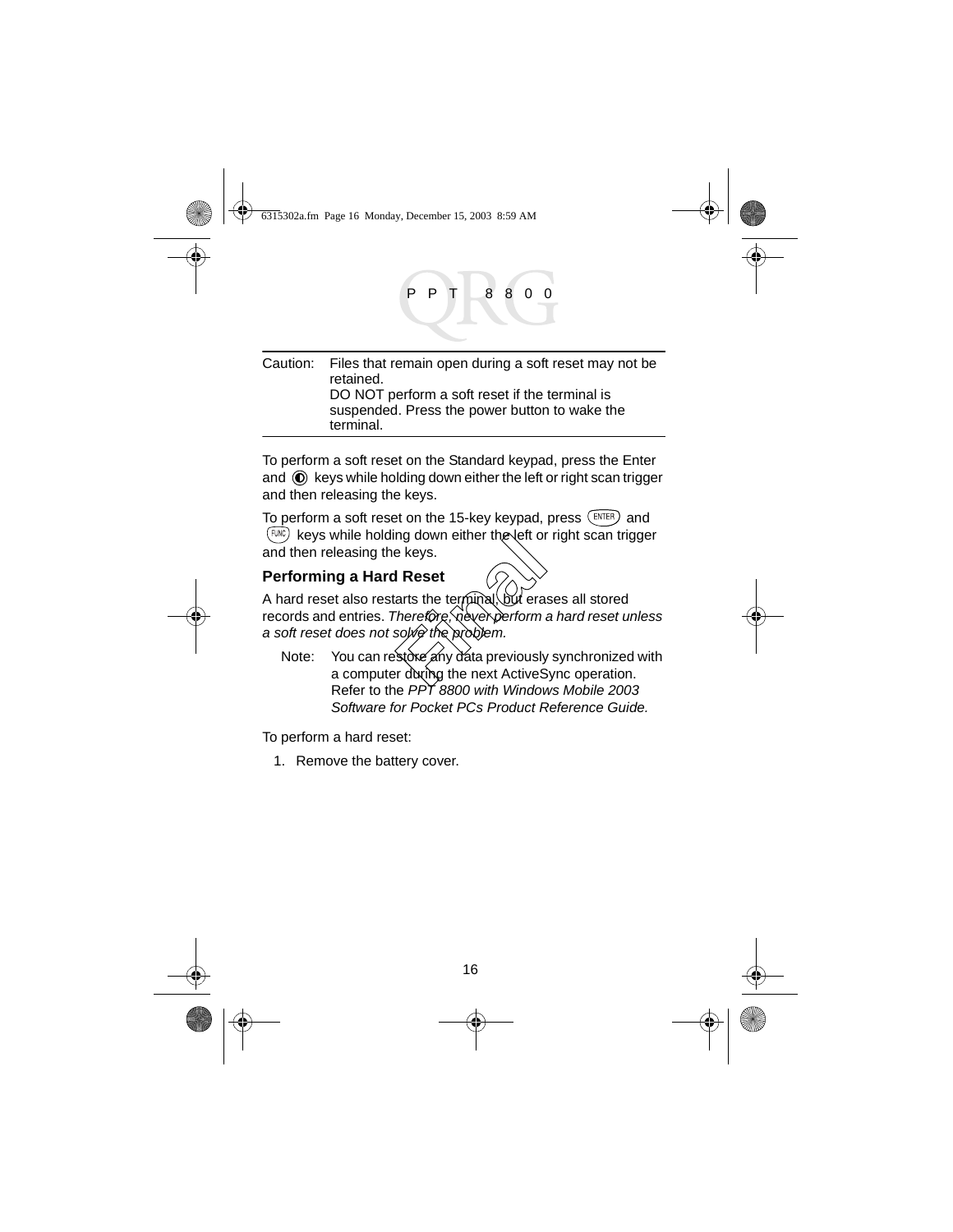Caution: Files that remain open during a soft reset may not be retained.
DO NOT perform a soft reset if the terminal is suspended. Press the power button to wake the terminal.

To perform a soft reset on the Standard keypad, press the Enter and ◐ keys while holding down either the left or right scan trigger and then releasing the keys.

To perform a soft reset on the 15-key keypad, press ENTER and FUNC keys while holding down either the left or right scan trigger and then releasing the keys.

### Performing a Hard Reset

A hard reset also restarts the terminal, but erases all stored records and entries. *Therefore, never perform a hard reset unless a soft reset does not solve the problem.*

Note: You can restore any data previously synchronized with a computer during the next ActiveSync operation. Refer to the *PPT 8800 with Windows Mobile 2003 Software for Pocket PCs Product Reference Guide.*

To perform a hard reset:

1. Remove the battery cover.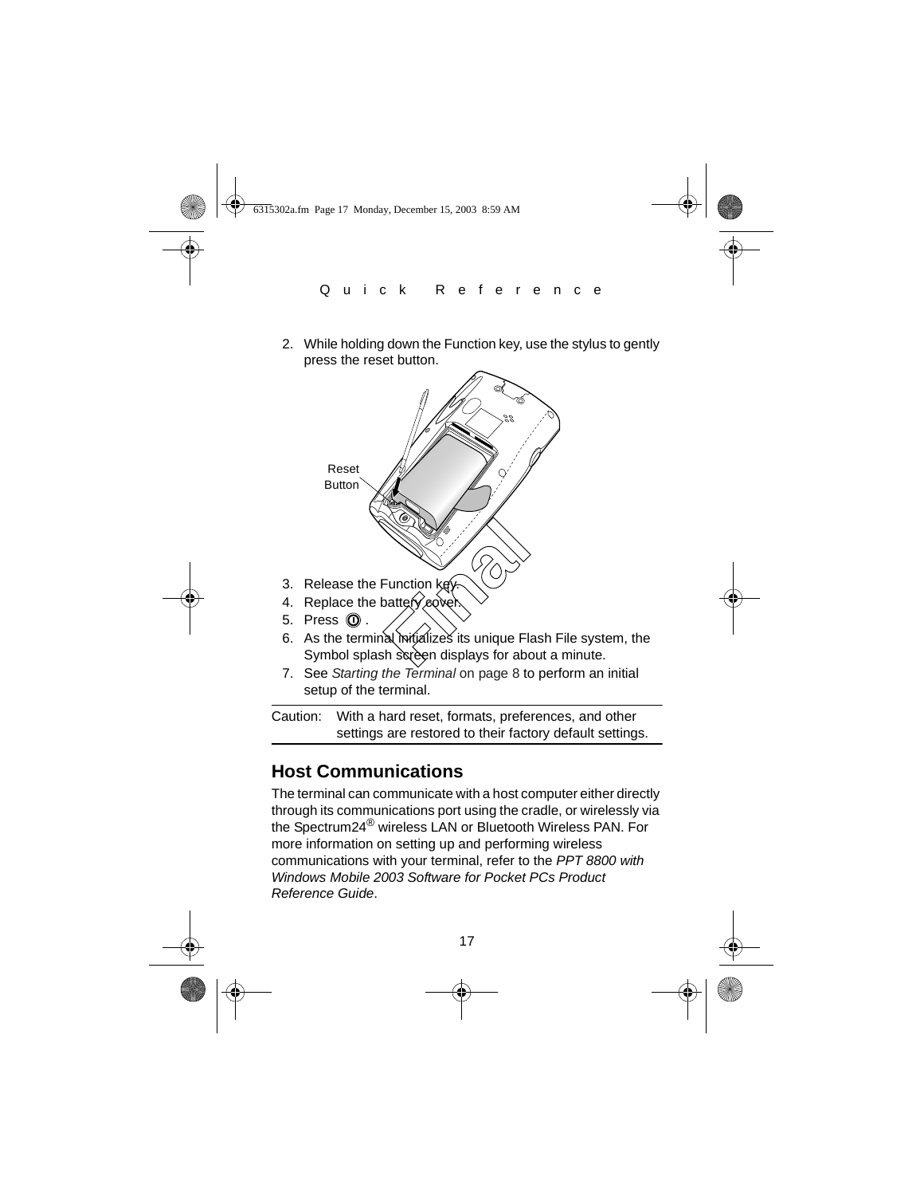2. While holding down the Function key, use the stylus to gently press the reset button.

Reset Button

3. Release the Function key.
4. Replace the battery cover.
5. Press ⏻ .
6. As the terminal initializes its unique Flash File system, the Symbol splash screen displays for about a minute.
7. See *Starting the Terminal* on page 8 to perform an initial setup of the terminal.

| Caution: | With a hard reset, formats, preferences, and other settings are restored to their factory default settings. |
|---|---|

## Host Communications

The terminal can communicate with a host computer either directly through its communications port using the cradle, or wirelessly via the Spectrum24® wireless LAN or Bluetooth Wireless PAN. For more information on setting up and performing wireless communications with your terminal, refer to the *PPT 8800 with Windows Mobile 2003 Software for Pocket PCs Product Reference Guide*.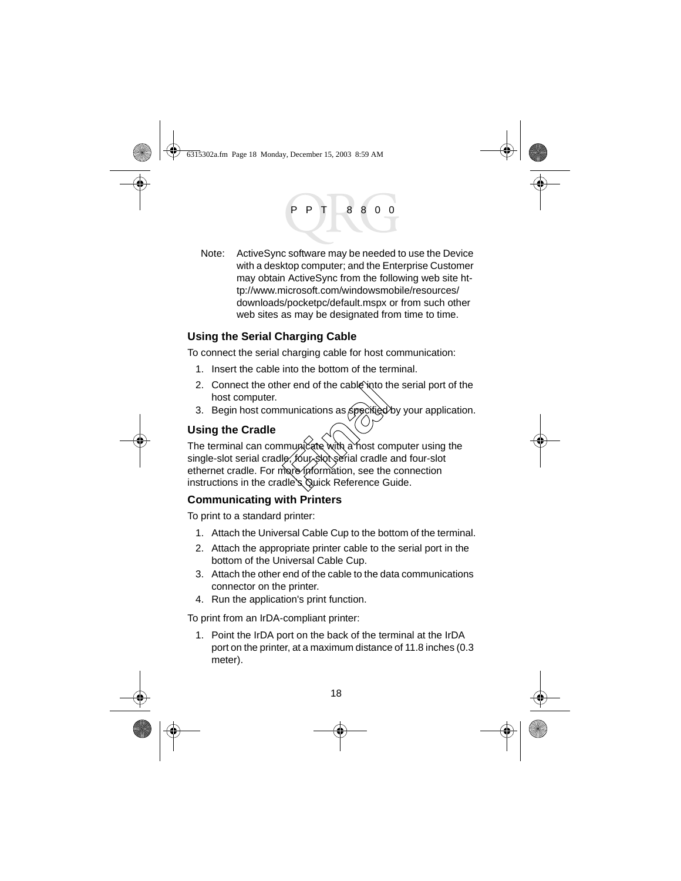Note: ActiveSync software may be needed to use the Device with a desktop computer; and the Enterprise Customer may obtain ActiveSync from the following web site http://www.microsoft.com/windowsmobile/resources/downloads/pocketpc/default.mspx or from such other web sites as may be designated from time to time.

### Using the Serial Charging Cable

To connect the serial charging cable for host communication:

1. Insert the cable into the bottom of the terminal.
2. Connect the other end of the cable into the serial port of the host computer.
3. Begin host communications as specified by your application.

### Using the Cradle

The terminal can communicate with a host computer using the single-slot serial cradle, four-slot serial cradle and four-slot ethernet cradle. For more information, see the connection instructions in the cradle's Quick Reference Guide.

### Communicating with Printers

To print to a standard printer:

1. Attach the Universal Cable Cup to the bottom of the terminal.
2. Attach the appropriate printer cable to the serial port in the bottom of the Universal Cable Cup.
3. Attach the other end of the cable to the data communications connector on the printer.
4. Run the application's print function.

To print from an IrDA-compliant printer:

1. Point the IrDA port on the back of the terminal at the IrDA port on the printer, at a maximum distance of 11.8 inches (0.3 meter).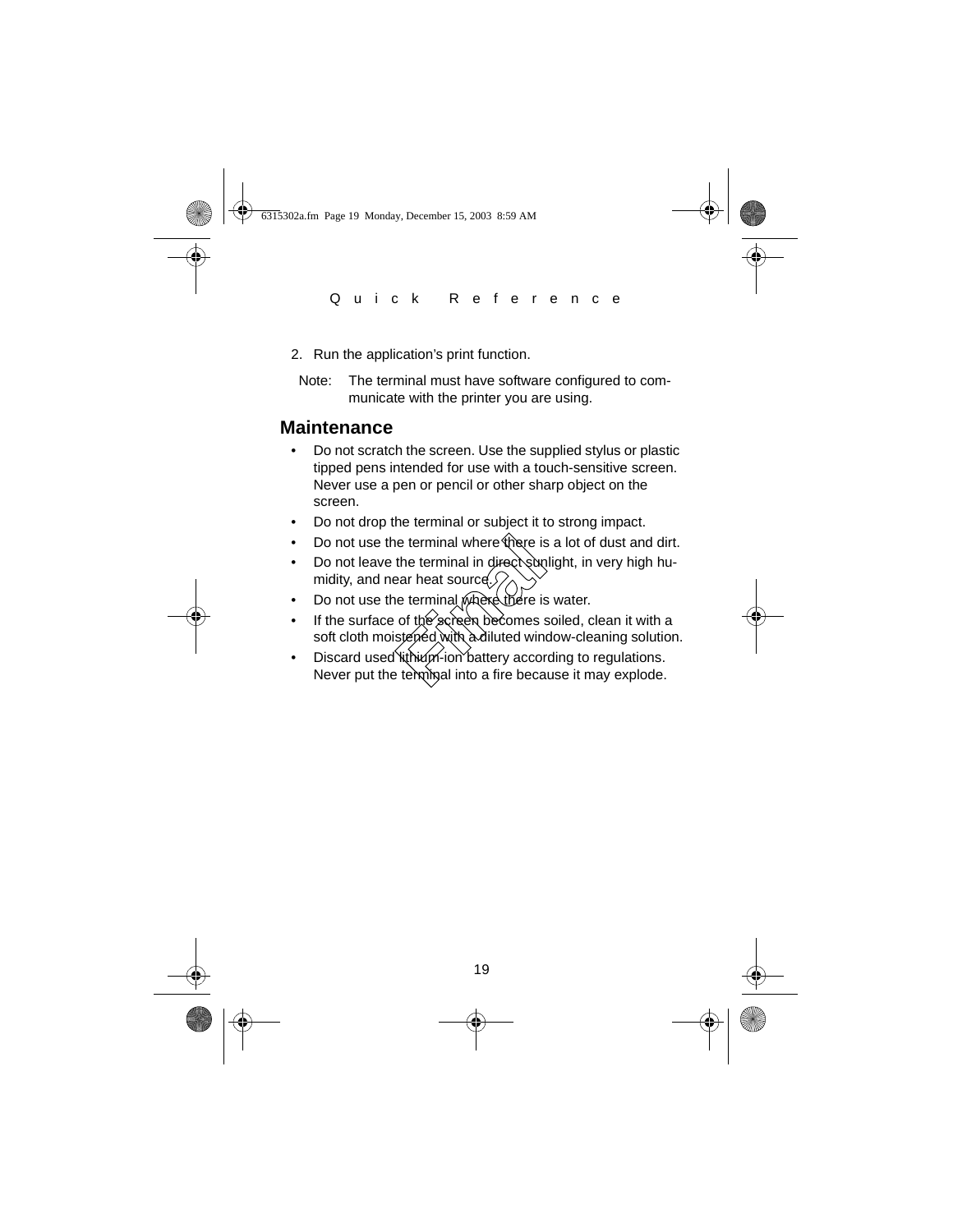2. Run the application's print function.

Note: The terminal must have software configured to communicate with the printer you are using.

## Maintenance

- Do not scratch the screen. Use the supplied stylus or plastic tipped pens intended for use with a touch-sensitive screen. Never use a pen or pencil or other sharp object on the screen.
- Do not drop the terminal or subject it to strong impact.
- Do not use the terminal where there is a lot of dust and dirt.
- Do not leave the terminal in direct sunlight, in very high humidity, and near heat source.
- Do not use the terminal where there is water.
- If the surface of the screen becomes soiled, clean it with a soft cloth moistened with a diluted window-cleaning solution.
- Discard used lithium-ion battery according to regulations. Never put the terminal into a fire because it may explode.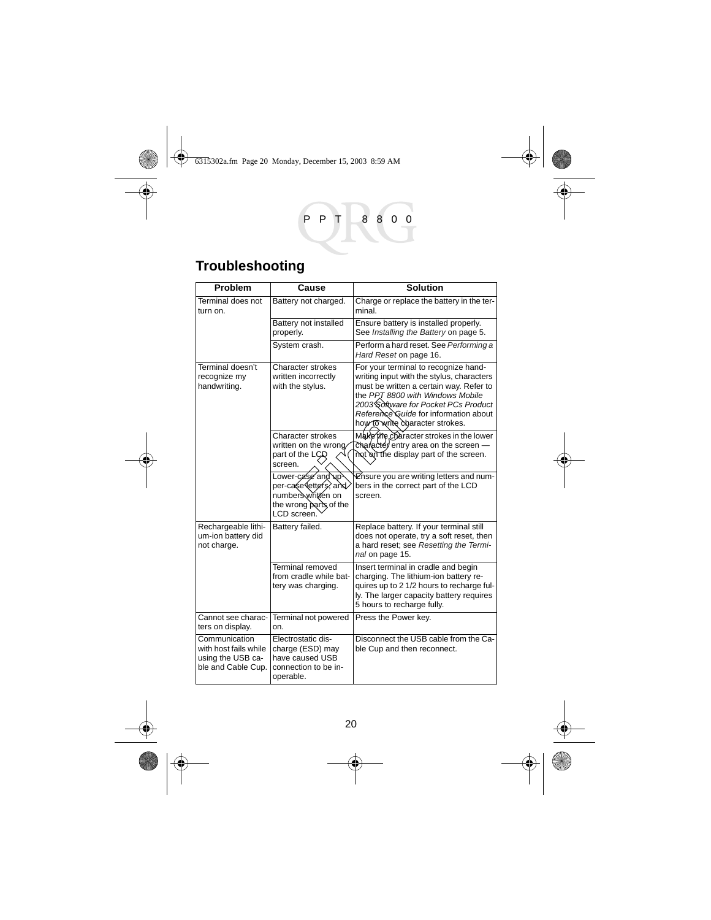# Troubleshooting

| Problem | Cause | Solution |
|---|---|---|
| Terminal does not turn on. | Battery not charged. | Charge or replace the battery in the terminal. |
| | Battery not installed properly. | Ensure battery is installed properly. See *Installing the Battery* on page 5. |
| | System crash. | Perform a hard reset. See *Performing a Hard Reset* on page 16. |
| Terminal doesn't recognize my handwriting. | Character strokes written incorrectly with the stylus. | For your terminal to recognize handwriting input with the stylus, characters must be written a certain way. Refer to the *PPT 8800 with Windows Mobile 2003 Software for Pocket PCs Product Reference Guide* for information about how to write character strokes. |
| | Character strokes written on the wrong part of the LCD screen. | Make the character strokes in the lower character entry area on the screen — not on the display part of the screen. |
| | Lower-case and upper-case letters, and numbers written on the wrong parts of the LCD screen. | Ensure you are writing letters and numbers in the correct part of the LCD screen. |
| Rechargeable lithium-ion battery did not charge. | Battery failed. | Replace battery. If your terminal still does not operate, try a soft reset, then a hard reset; see *Resetting the Terminal* on page 15. |
| | Terminal removed from cradle while battery was charging. | Insert terminal in cradle and begin charging. The lithium-ion battery requires up to 2 1/2 hours to recharge fully. The larger capacity battery requires 5 hours to recharge fully. |
| Cannot see characters on display. | Terminal not powered on. | Press the Power key. |
| Communication with host fails while using the USB cable and Cable Cup. | Electrostatic discharge (ESD) may have caused USB connection to be inoperable. | Disconnect the USB cable from the Cable Cup and then reconnect. |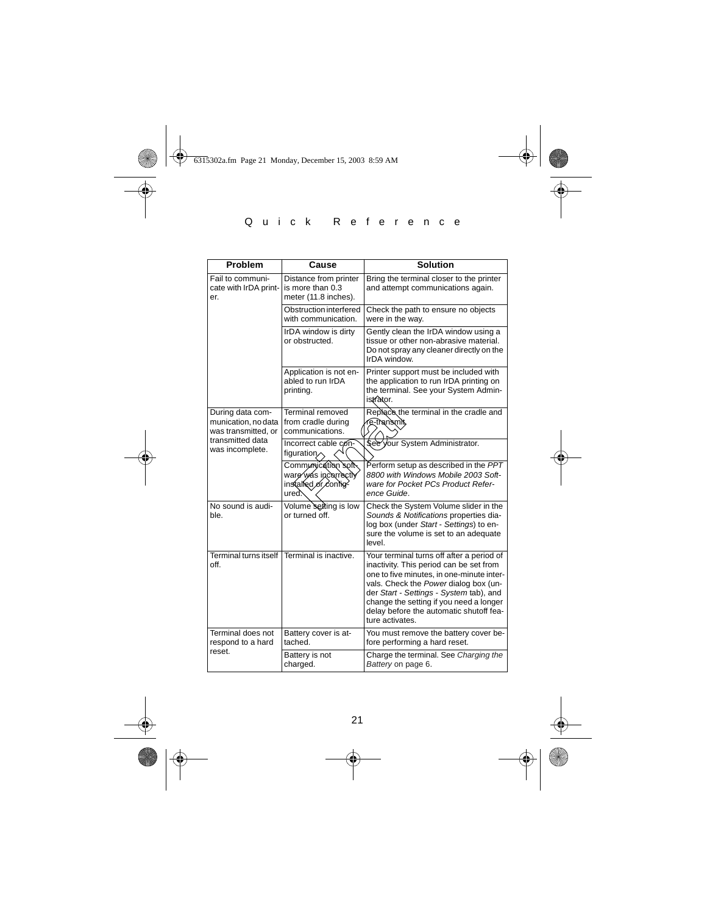| Problem | Cause | Solution |
|---|---|---|
| Fail to communicate with IrDA printer. | Distance from printer is more than 0.3 meter (11.8 inches). | Bring the terminal closer to the printer and attempt communications again. |
| | Obstruction interfered with communication. | Check the path to ensure no objects were in the way. |
| | IrDA window is dirty or obstructed. | Gently clean the IrDA window using a tissue or other non-abrasive material. Do not spray any cleaner directly on the IrDA window. |
| | Application is not enabled to run IrDA printing. | Printer support must be included with the application to run IrDA printing on the terminal. See your System Administrator. |
| During data communication, no data was transmitted, or transmitted data was incomplete. | Terminal removed from cradle during communications. | Replace the terminal in the cradle and re-transmit. |
| | Incorrect cable configuration. | See your System Administrator. |
| | Communication software was incorrectly installed or configured. | Perform setup as described in the *PPT 8800 with Windows Mobile 2003 Software for Pocket PCs Product Reference Guide*. |
| No sound is audible. | Volume setting is low or turned off. | Check the System Volume slider in the *Sounds & Notifications* properties dialog box (under *Start - Settings*) to ensure the volume is set to an adequate level. |
| Terminal turns itself off. | Terminal is inactive. | Your terminal turns off after a period of inactivity. This period can be set from one to five minutes, in one-minute intervals. Check the *Power* dialog box (under *Start - Settings - System* tab), and change the setting if you need a longer delay before the automatic shutoff feature activates. |
| Terminal does not respond to a hard reset. | Battery cover is attached. | You must remove the battery cover before performing a hard reset. |
| | Battery is not charged. | Charge the terminal. See *Charging the Battery* on page 6. |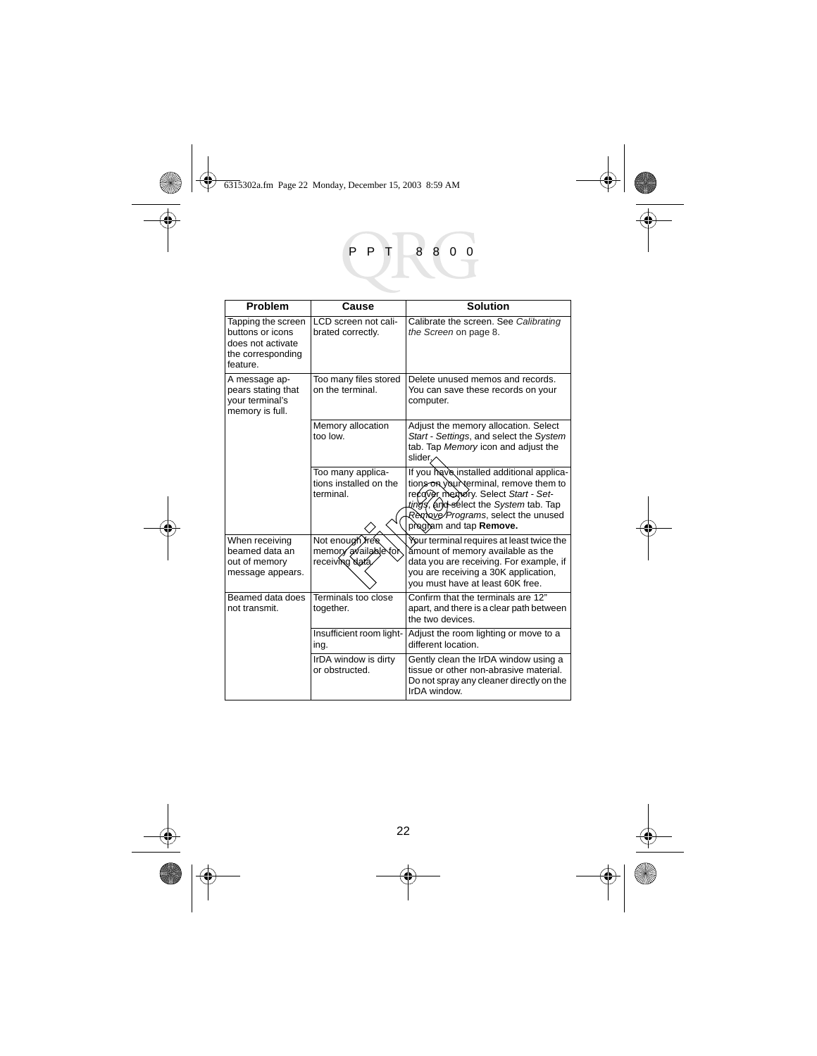| Problem | Cause | Solution |
| --- | --- | --- |
| Tapping the screen buttons or icons does not activate the corresponding feature. | LCD screen not calibrated correctly. | Calibrate the screen. See *Calibrating the Screen* on page 8. |
| A message appears stating that your terminal's memory is full. | Too many files stored on the terminal. | Delete unused memos and records. You can save these records on your computer. |
| | Memory allocation too low. | Adjust the memory allocation. Select *Start - Settings*, and select the *System* tab. Tap *Memory* icon and adjust the slider. |
| | Too many applications installed on the terminal. | If you have installed additional applications on your terminal, remove them to recover memory. Select *Start - Settings*, and select the *System* tab. Tap *Remove Programs*, select the unused program and tap **Remove.** |
| When receiving beamed data an out of memory message appears. | Not enough free memory available for receiving data. | Your terminal requires at least twice the amount of memory available as the data you are receiving. For example, if you are receiving a 30K application, you must have at least 60K free. |
| Beamed data does not transmit. | Terminals too close together. | Confirm that the terminals are 12" apart, and there is a clear path between the two devices. |
| | Insufficient room lighting. | Adjust the room lighting or move to a different location. |
| | IrDA window is dirty or obstructed. | Gently clean the IrDA window using a tissue or other non-abrasive material. Do not spray any cleaner directly on the IrDA window. |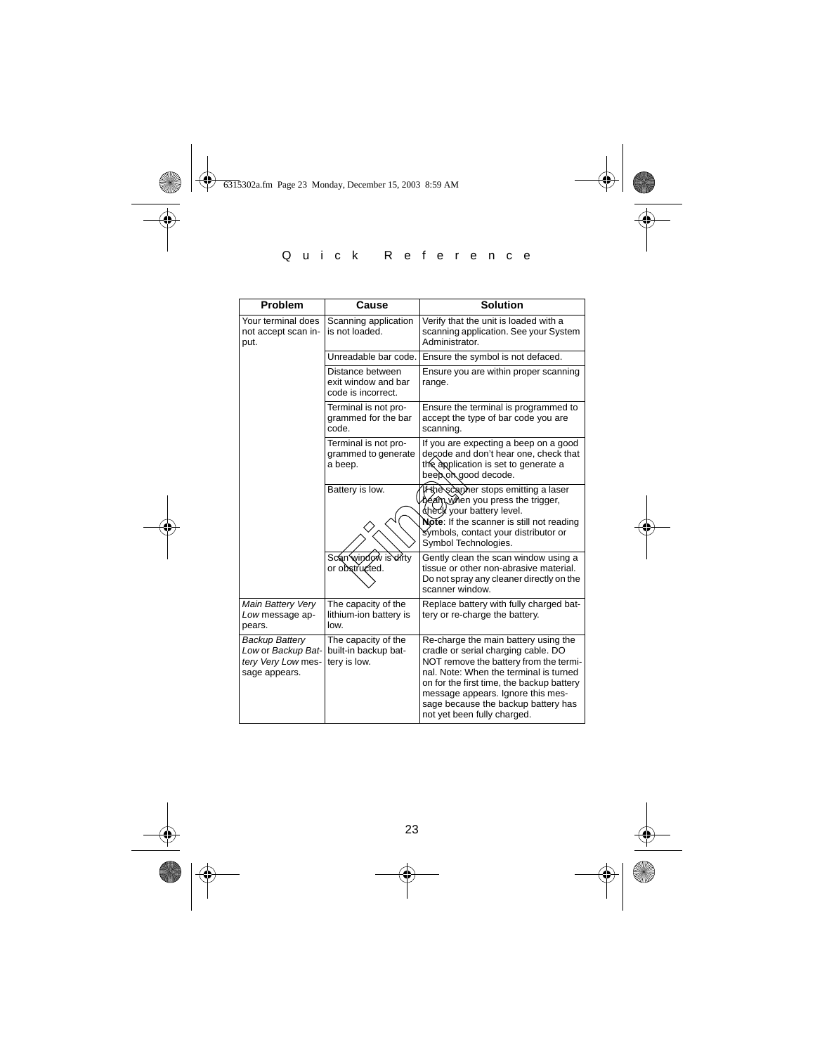| Problem | Cause | Solution |
|---|---|---|
| Your terminal does not accept scan input. | Scanning application is not loaded. | Verify that the unit is loaded with a scanning application. See your System Administrator. |
| | Unreadable bar code. | Ensure the symbol is not defaced. |
| | Distance between exit window and bar code is incorrect. | Ensure you are within proper scanning range. |
| | Terminal is not programmed for the bar code. | Ensure the terminal is programmed to accept the type of bar code you are scanning. |
| | Terminal is not programmed to generate a beep. | If you are expecting a beep on a good decode and don't hear one, check that the application is set to generate a beep on good decode. |
| | Battery is low. | If the scanner stops emitting a laser beam when you press the trigger, check your battery level. **Note**: If the scanner is still not reading symbols, contact your distributor or Symbol Technologies. |
| | Scan window is dirty or obstructed. | Gently clean the scan window using a tissue or other non-abrasive material. Do not spray any cleaner directly on the scanner window. |
| *Main Battery Very Low* message appears. | The capacity of the lithium-ion battery is low. | Replace battery with fully charged battery or re-charge the battery. |
| *Backup Battery Low* or *Backup Battery Very Low* message appears. | The capacity of the built-in backup battery is low. | Re-charge the main battery using the cradle or serial charging cable. DO NOT remove the battery from the terminal. Note: When the terminal is turned on for the first time, the backup battery message appears. Ignore this message because the backup battery has not yet been fully charged. |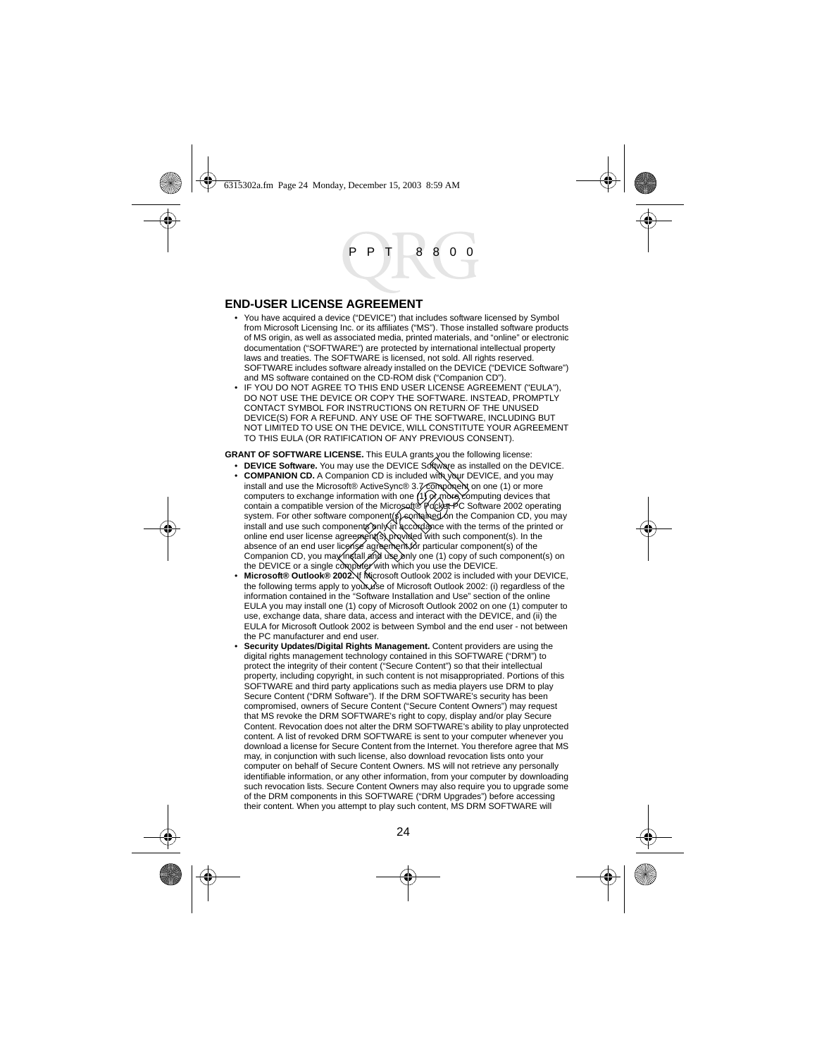## END-USER LICENSE AGREEMENT

- You have acquired a device ("DEVICE") that includes software licensed by Symbol from Microsoft Licensing Inc. or its affiliates ("MS"). Those installed software products of MS origin, as well as associated media, printed materials, and "online" or electronic documentation ("SOFTWARE") are protected by international intellectual property laws and treaties. The SOFTWARE is licensed, not sold. All rights reserved. SOFTWARE includes software already installed on the DEVICE ("DEVICE Software") and MS software contained on the CD-ROM disk ("Companion CD").
- IF YOU DO NOT AGREE TO THIS END USER LICENSE AGREEMENT ("EULA"), DO NOT USE THE DEVICE OR COPY THE SOFTWARE. INSTEAD, PROMPTLY CONTACT SYMBOL FOR INSTRUCTIONS ON RETURN OF THE UNUSED DEVICE(S) FOR A REFUND. ANY USE OF THE SOFTWARE, INCLUDING BUT NOT LIMITED TO USE ON THE DEVICE, WILL CONSTITUTE YOUR AGREEMENT TO THIS EULA (OR RATIFICATION OF ANY PREVIOUS CONSENT).

**GRANT OF SOFTWARE LICENSE.** This EULA grants you the following license:

- **DEVICE Software.** You may use the DEVICE Software as installed on the DEVICE.
- **COMPANION CD.** A Companion CD is included with your DEVICE, and you may install and use the Microsoft® ActiveSync® 3.7 component on one (1) or more computers to exchange information with one (1) or more computing devices that contain a compatible version of the Microsoft® Pocket PC Software 2002 operating system. For other software component(s) contained on the Companion CD, you may install and use such components only in accordance with the terms of the printed or online end user license agreement(s) provided with such component(s). In the absence of an end user license agreement for particular component(s) of the Companion CD, you may install and use only one (1) copy of such component(s) on the DEVICE or a single computer with which you use the DEVICE.
- **Microsoft® Outlook® 2002.** If Microsoft Outlook 2002 is included with your DEVICE, the following terms apply to your use of Microsoft Outlook 2002: (i) regardless of the information contained in the "Software Installation and Use" section of the online EULA you may install one (1) copy of Microsoft Outlook 2002 on one (1) computer to use, exchange data, share data, access and interact with the DEVICE, and (ii) the EULA for Microsoft Outlook 2002 is between Symbol and the end user - not between the PC manufacturer and end user.
- **Security Updates/Digital Rights Management.** Content providers are using the digital rights management technology contained in this SOFTWARE ("DRM") to protect the integrity of their content ("Secure Content") so that their intellectual property, including copyright, in such content is not misappropriated. Portions of this SOFTWARE and third party applications such as media players use DRM to play Secure Content ("DRM Software"). If the DRM SOFTWARE's security has been compromised, owners of Secure Content ("Secure Content Owners") may request that MS revoke the DRM SOFTWARE's right to copy, display and/or play Secure Content. Revocation does not alter the DRM SOFTWARE's ability to play unprotected content. A list of revoked DRM SOFTWARE is sent to your computer whenever you download a license for Secure Content from the Internet. You therefore agree that MS may, in conjunction with such license, also download revocation lists onto your computer on behalf of Secure Content Owners. MS will not retrieve any personally identifiable information, or any other information, from your computer by downloading such revocation lists. Secure Content Owners may also require you to upgrade some of the DRM components in this SOFTWARE ("DRM Upgrades") before accessing their content. When you attempt to play such content, MS DRM SOFTWARE will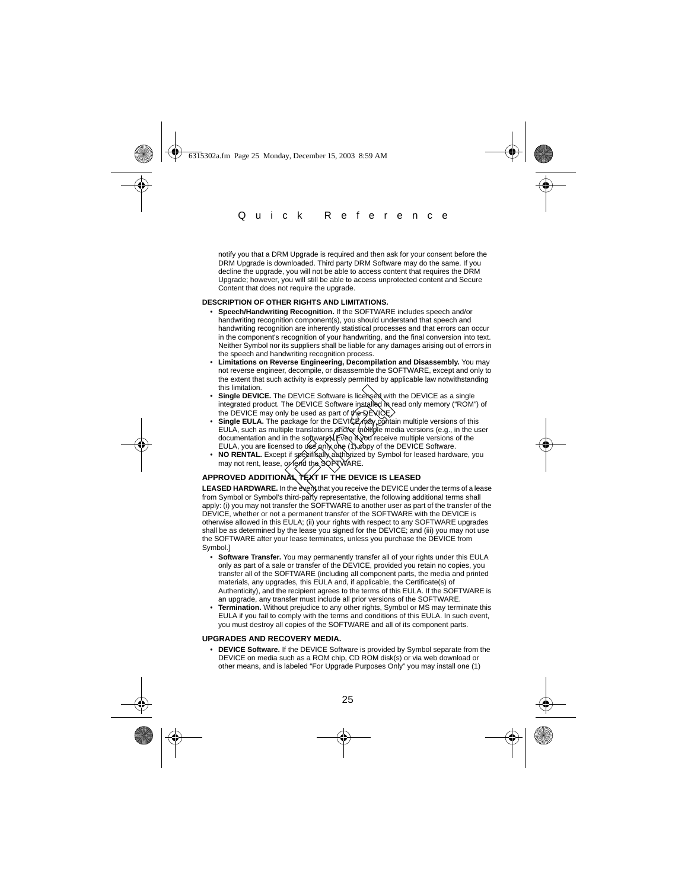notify you that a DRM Upgrade is required and then ask for your consent before the DRM Upgrade is downloaded. Third party DRM Software may do the same. If you decline the upgrade, you will not be able to access content that requires the DRM Upgrade; however, you will still be able to access unprotected content and Secure Content that does not require the upgrade.

**DESCRIPTION OF OTHER RIGHTS AND LIMITATIONS.**

- **Speech/Handwriting Recognition.** If the SOFTWARE includes speech and/or handwriting recognition component(s), you should understand that speech and handwriting recognition are inherently statistical processes and that errors can occur in the component's recognition of your handwriting, and the final conversion into text. Neither Symbol nor its suppliers shall be liable for any damages arising out of errors in the speech and handwriting recognition process.
- **Limitations on Reverse Engineering, Decompilation and Disassembly.** You may not reverse engineer, decompile, or disassemble the SOFTWARE, except and only to the extent that such activity is expressly permitted by applicable law notwithstanding this limitation.
- **Single DEVICE.** The DEVICE Software is licensed with the DEVICE as a single integrated product. The DEVICE Software installed in read only memory ("ROM") of the DEVICE may only be used as part of the DEVICE.
- **Single EULA.** The package for the DEVICE may contain multiple versions of this EULA, such as multiple translations and/or multiple media versions (e.g., in the user documentation and in the software). Even if you receive multiple versions of the EULA, you are licensed to use only one (1) copy of the DEVICE Software.
- **NO RENTAL.** Except if specifically authorized by Symbol for leased hardware, you may not rent, lease, or lend the SOFTWARE.

**APPROVED ADDITIONAL TEXT IF THE DEVICE IS LEASED**

**LEASED HARDWARE.** In the event that you receive the DEVICE under the terms of a lease from Symbol or Symbol's third-party representative, the following additional terms shall apply: (i) you may not transfer the SOFTWARE to another user as part of the transfer of the DEVICE, whether or not a permanent transfer of the SOFTWARE with the DEVICE is otherwise allowed in this EULA; (ii) your rights with respect to any SOFTWARE upgrades shall be as determined by the lease you signed for the DEVICE; and (iii) you may not use the SOFTWARE after your lease terminates, unless you purchase the DEVICE from Symbol.]

- **Software Transfer.** You may permanently transfer all of your rights under this EULA only as part of a sale or transfer of the DEVICE, provided you retain no copies, you transfer all of the SOFTWARE (including all component parts, the media and printed materials, any upgrades, this EULA and, if applicable, the Certificate(s) of Authenticity), and the recipient agrees to the terms of this EULA. If the SOFTWARE is an upgrade, any transfer must include all prior versions of the SOFTWARE.
- **Termination.** Without prejudice to any other rights, Symbol or MS may terminate this EULA if you fail to comply with the terms and conditions of this EULA. In such event, you must destroy all copies of the SOFTWARE and all of its component parts.

**UPGRADES AND RECOVERY MEDIA.**

- **DEVICE Software.** If the DEVICE Software is provided by Symbol separate from the DEVICE on media such as a ROM chip, CD ROM disk(s) or via web download or other means, and is labeled "For Upgrade Purposes Only" you may install one (1)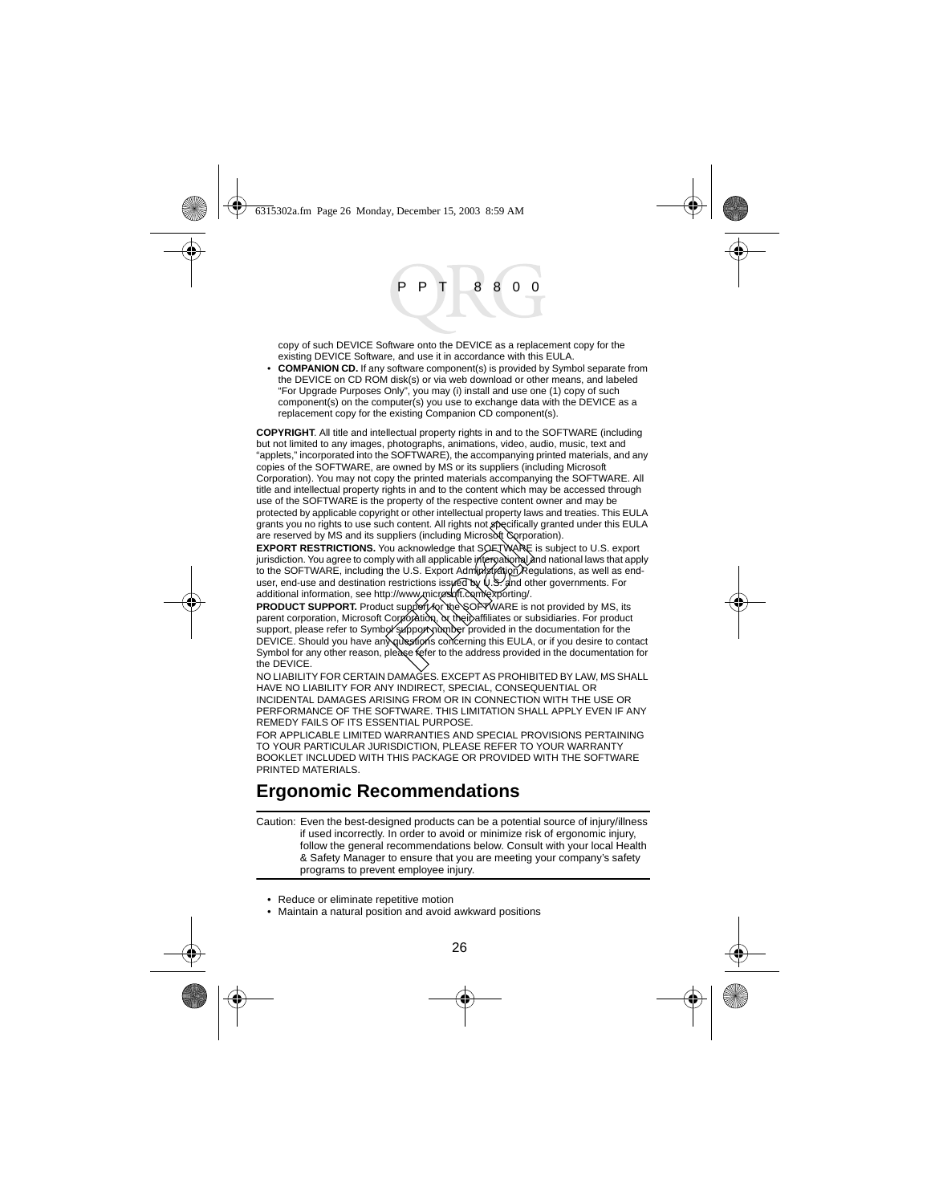copy of such DEVICE Software onto the DEVICE as a replacement copy for the existing DEVICE Software, and use it in accordance with this EULA.

- **COMPANION CD.** If any software component(s) is provided by Symbol separate from the DEVICE on CD ROM disk(s) or via web download or other means, and labeled "For Upgrade Purposes Only", you may (i) install and use one (1) copy of such component(s) on the computer(s) you use to exchange data with the DEVICE as a replacement copy for the existing Companion CD component(s).

**COPYRIGHT**. All title and intellectual property rights in and to the SOFTWARE (including but not limited to any images, photographs, animations, video, audio, music, text and "applets," incorporated into the SOFTWARE), the accompanying printed materials, and any copies of the SOFTWARE, are owned by MS or its suppliers (including Microsoft Corporation). You may not copy the printed materials accompanying the SOFTWARE. All title and intellectual property rights in and to the content which may be accessed through use of the SOFTWARE is the property of the respective content owner and may be protected by applicable copyright or other intellectual property laws and treaties. This EULA grants you no rights to use such content. All rights not specifically granted under this EULA are reserved by MS and its suppliers (including Microsoft Corporation).

**EXPORT RESTRICTIONS.** You acknowledge that SOFTWARE is subject to U.S. export jurisdiction. You agree to comply with all applicable international and national laws that apply to the SOFTWARE, including the U.S. Export Administration Regulations, as well as end-user, end-use and destination restrictions issued by U.S. and other governments. For additional information, see http://www.microsoft.com/exporting/.

**PRODUCT SUPPORT.** Product support for the SOFTWARE is not provided by MS, its parent corporation, Microsoft Corporation, or their affiliates or subsidiaries. For product support, please refer to Symbol support number provided in the documentation for the DEVICE. Should you have any questions concerning this EULA, or if you desire to contact Symbol for any other reason, please refer to the address provided in the documentation for the DEVICE.

NO LIABILITY FOR CERTAIN DAMAGES. EXCEPT AS PROHIBITED BY LAW, MS SHALL HAVE NO LIABILITY FOR ANY INDIRECT, SPECIAL, CONSEQUENTIAL OR INCIDENTAL DAMAGES ARISING FROM OR IN CONNECTION WITH THE USE OR PERFORMANCE OF THE SOFTWARE. THIS LIMITATION SHALL APPLY EVEN IF ANY REMEDY FAILS OF ITS ESSENTIAL PURPOSE.

FOR APPLICABLE LIMITED WARRANTIES AND SPECIAL PROVISIONS PERTAINING TO YOUR PARTICULAR JURISDICTION, PLEASE REFER TO YOUR WARRANTY BOOKLET INCLUDED WITH THIS PACKAGE OR PROVIDED WITH THE SOFTWARE PRINTED MATERIALS.

## Ergonomic Recommendations

Caution: Even the best-designed products can be a potential source of injury/illness if used incorrectly. In order to avoid or minimize risk of ergonomic injury, follow the general recommendations below. Consult with your local Health & Safety Manager to ensure that you are meeting your company's safety programs to prevent employee injury.

- Reduce or eliminate repetitive motion
- Maintain a natural position and avoid awkward positions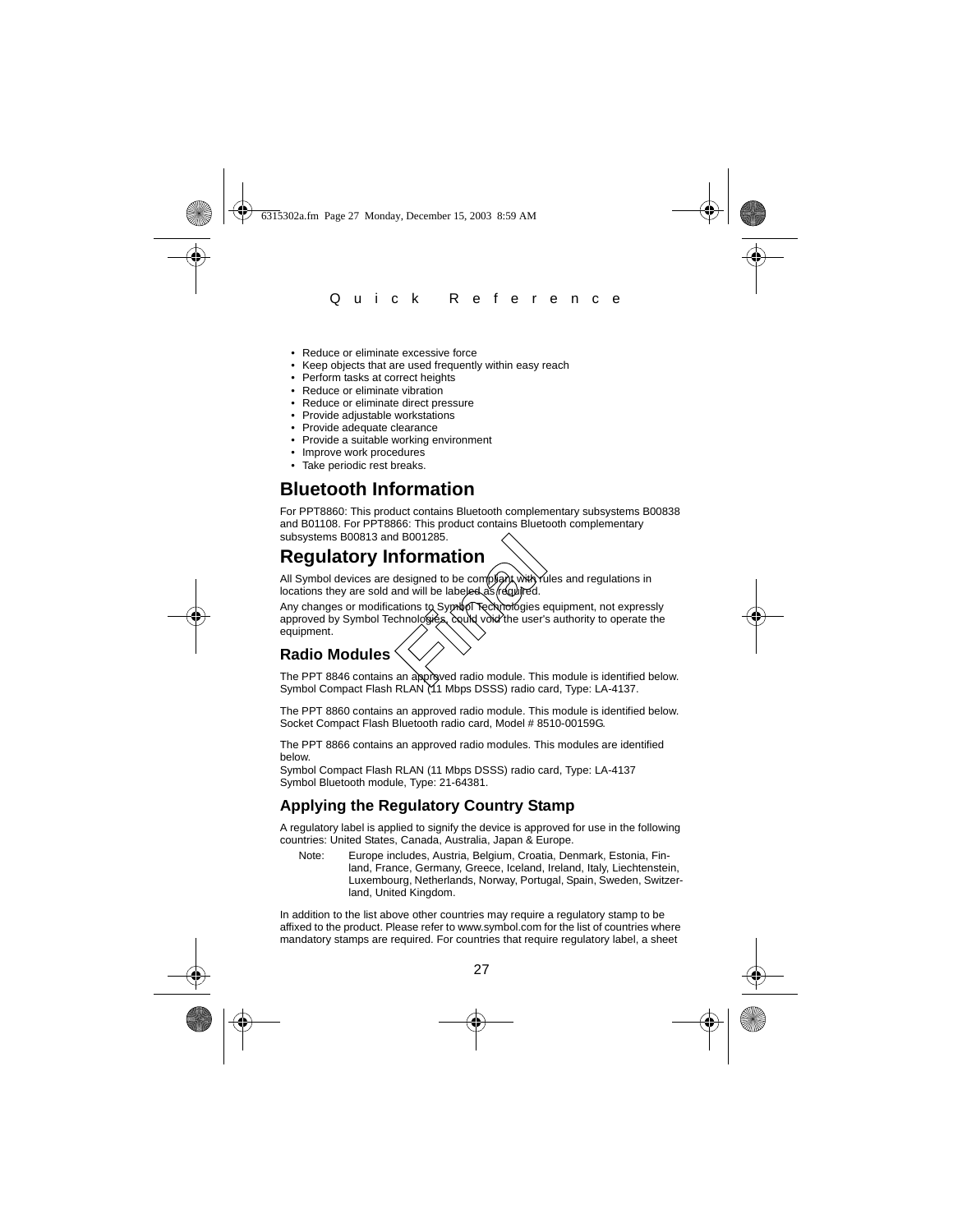- Reduce or eliminate excessive force
- Keep objects that are used frequently within easy reach
- Perform tasks at correct heights
- Reduce or eliminate vibration
- Reduce or eliminate direct pressure
- Provide adjustable workstations
- Provide adequate clearance
- Provide a suitable working environment
- Improve work procedures
- Take periodic rest breaks.

# Bluetooth Information

For PPT8860: This product contains Bluetooth complementary subsystems B00838 and B01108. For PPT8866: This product contains Bluetooth complementary subsystems B00813 and B001285.

# Regulatory Information

All Symbol devices are designed to be compliant with rules and regulations in locations they are sold and will be labeled as required.

Any changes or modifications to Symbol Technologies equipment, not expressly approved by Symbol Technologies, could void the user's authority to operate the equipment.

## Radio Modules

The PPT 8846 contains an approved radio module. This module is identified below. Symbol Compact Flash RLAN (11 Mbps DSSS) radio card, Type: LA-4137.

The PPT 8860 contains an approved radio module. This module is identified below. Socket Compact Flash Bluetooth radio card, Model # 8510-00159G.

The PPT 8866 contains an approved radio modules. This modules are identified below.
Symbol Compact Flash RLAN (11 Mbps DSSS) radio card, Type: LA-4137
Symbol Bluetooth module, Type: 21-64381.

## Applying the Regulatory Country Stamp

A regulatory label is applied to signify the device is approved for use in the following countries: United States, Canada, Australia, Japan & Europe.

Note: Europe includes, Austria, Belgium, Croatia, Denmark, Estonia, Finland, France, Germany, Greece, Iceland, Ireland, Italy, Liechtenstein, Luxembourg, Netherlands, Norway, Portugal, Spain, Sweden, Switzerland, United Kingdom.

In addition to the list above other countries may require a regulatory stamp to be affixed to the product. Please refer to www.symbol.com for the list of countries where mandatory stamps are required. For countries that require regulatory label, a sheet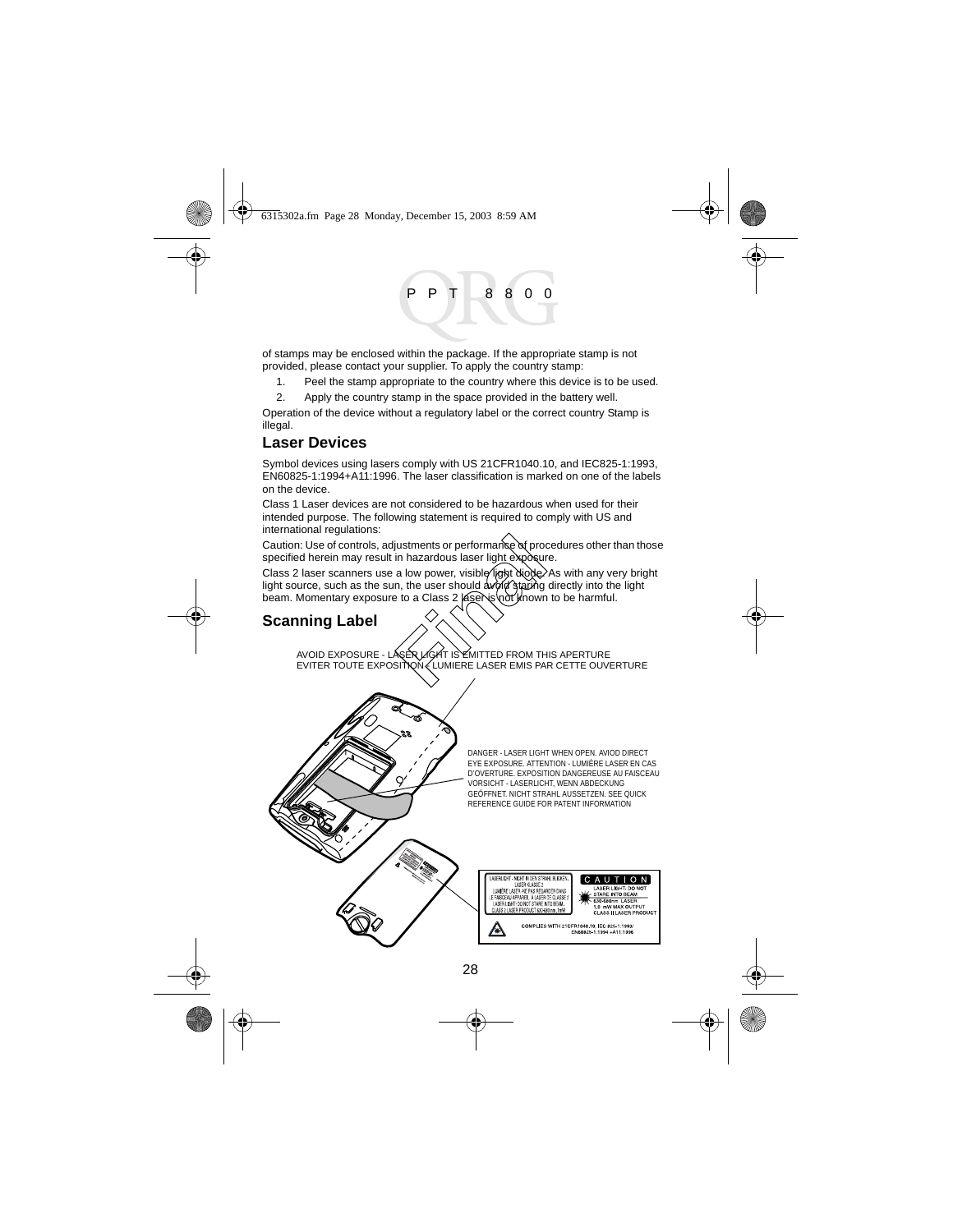of stamps may be enclosed within the package. If the appropriate stamp is not provided, please contact your supplier. To apply the country stamp:

1. Peel the stamp appropriate to the country where this device is to be used.
2. Apply the country stamp in the space provided in the battery well.

Operation of the device without a regulatory label or the correct country Stamp is illegal.

## Laser Devices

Symbol devices using lasers comply with US 21CFR1040.10, and IEC825-1:1993, EN60825-1:1994+A11:1996. The laser classification is marked on one of the labels on the device.

Class 1 Laser devices are not considered to be hazardous when used for their intended purpose. The following statement is required to comply with US and international regulations:

Caution: Use of controls, adjustments or performance of procedures other than those specified herein may result in hazardous laser light exposure.

Class 2 laser scanners use a low power, visible light diode. As with any very bright light source, such as the sun, the user should avoid staring directly into the light beam. Momentary exposure to a Class 2 laser is not known to be harmful.

## Scanning Label

AVOID EXPOSURE - LASER LIGHT IS EMITTED FROM THIS APERTURE
EVITER TOUTE EXPOSITION - LUMIERE LASER EMIS PAR CETTE OUVERTURE

DANGER - LASER LIGHT WHEN OPEN. AVIOD DIRECT EYE EXPOSURE. ATTENTION - LUMIÈRE LASER EN CAS D'OVERTURE. EXPOSITION DANGEREUSE AU FAISCEAU VORSICHT - LASERLICHT, WENN ABDECKUNG GEÖFFNET. NICHT STRAHL AUSSETZEN. SEE QUICK REFERENCE GUIDE FOR PATENT INFORMATION

LASERLICHT - NICHT IN DEN STRAHL BLICKEN. LASER KLASSE 2
LUMIÈRE LASER - NE PAS REGARDER DANS LE FAISCEAU APPAREIL À LASER DE CLASSE 2
LASER LIGHT - DO NOT STARE INTO BEAM. CLASS 2 LASER PRODUCT 630-680nm, 1mW

CAUTION
LASER LIGHT- DO NOT STARE INTO BEAM
630-680nm LASER
1.0 mW MAX OUTPUT
CLASS II LASER PRODUCT

COMPLIES WITH 21CFR1040.10, IEC 825-1:1993/ EN60825-1:1994 +A11:1996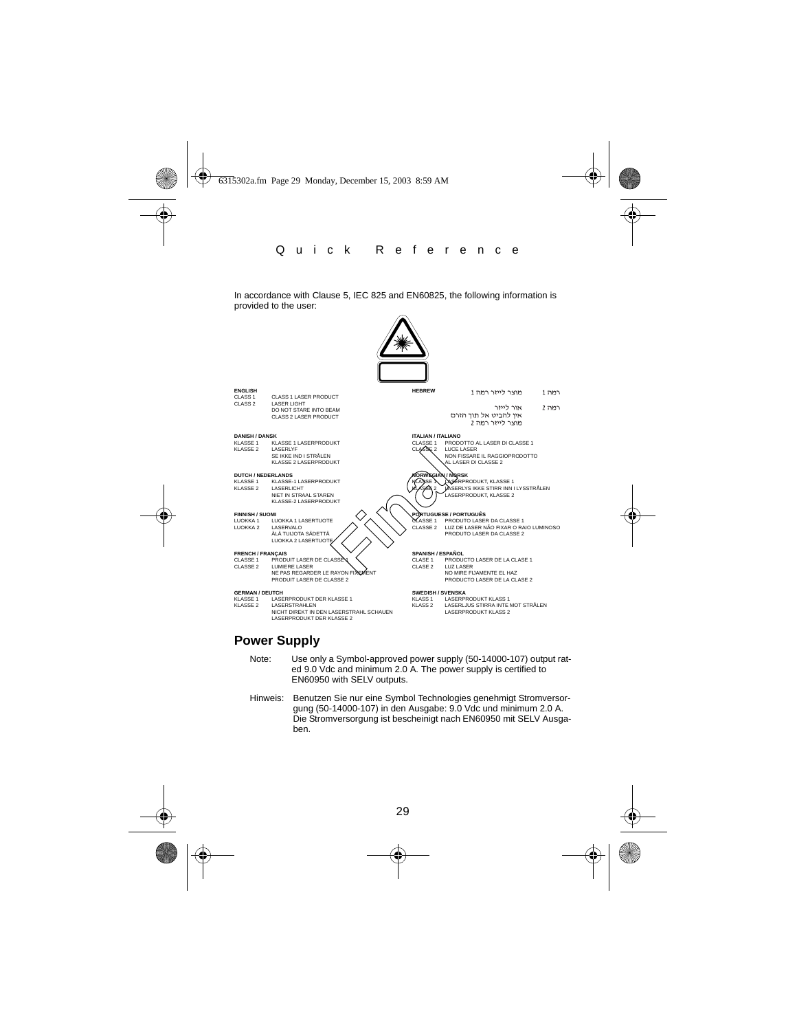In accordance with Clause 5, IEC 825 and EN60825, the following information is provided to the user:

**ENGLISH**

| | |
|---|---|
| CLASS 1 | CLASS 1 LASER PRODUCT |
| CLASS 2 | LASER LIGHT<br>DO NOT STARE INTO BEAM<br>CLASS 2 LASER PRODUCT |

**DANISH / DANSK**

| | |
|---|---|
| KLASSE 1 | KLASSE 1 LASERPRODUKT |
| KLASSE 2 | LASERLYF<br>SE IKKE IND I STRÅLEN<br>KLASSE 2 LASERPRODUKT |

**DUTCH / NEDERLANDS**

| | |
|---|---|
| KLASSE 1 | KLASSE-1 LASERPRODUKT |
| KLASSE 2 | LASERLICHT<br>NIET IN STRAAL STAREN<br>KLASSE-2 LASERPRODUKT |

**FINNISH / SUOMI**

| | |
|---|---|
| LUOKKA 1 | LUOKKA 1 LASERTUOTE |
| LUOKKA 2 | LASERVALO<br>ÄLÄ TUIJOTA SÄDETTÄ<br>LUOKKA 2 LASERTUOTE |

**FRENCH / FRANÇAIS**

| | |
|---|---|
| CLASSE 1 | PRODUIT LASER DE CLASSE 1 |
| CLASSE 2 | LUMIERE LASER<br>NE PAS REGARDER LE RAYON FIXEMENT<br>PRODUIT LASER DE CLASSE 2 |

**GERMAN / DEUTCH**

| | |
|---|---|
| KLASSE 1 | LASERPRODUKT DER KLASSE 1 |
| KLASSE 2 | LASERSTRAHLEN<br>NICHT DIREKT IN DEN LASERSTRAHL SCHAUEN<br>LASERPRODUKT DER KLASSE 2 |

**HEBREW**

| | |
|---|---|
| רמה 1 | מוצר לייזר רמה 1 |
| רמה 2 | אור לייזר<br>אין להביט אל תוך הזרם<br>מוצר לייזר רמה 2 |

**ITALIAN / ITALIANO**

| | |
|---|---|
| CLASSE 1 | PRODOTTO AL LASER DI CLASSE 1 |
| CLASSE 2 | LUCE LASER<br>NON FISSARE IL RAGGIOPRODOTTO<br>AL LASER DI CLASSE 2 |

**NORWEGIAN / NORSK**

| | |
|---|---|
| KLASSE 1 | LASERPRODUKT, KLASSE 1 |
| KLASSE 2 | LASERLYS IKKE STIRR INN I LYSSTRÅLEN<br>LASERPRODUKT, KLASSE 2 |

**PORTUGUESE / PORTUGUÊS**

| | |
|---|---|
| CLASSE 1 | PRODUTO LASER DA CLASSE 1 |
| CLASSE 2 | LUZ DE LASER NÃO FIXAR O RAIO LUMINOSO<br>PRODUTO LASER DA CLASSE 2 |

**SPANISH / ESPAÑOL**

| | |
|---|---|
| CLASE 1 | PRODUCTO LASER DE LA CLASE 1 |
| CLASE 2 | LUZ LASER<br>NO MIRE FIJAMENTE EL HAZ<br>PRODUCTO LASER DE LA CLASE 2 |

**SWEDISH / SVENSKA**

| | |
|---|---|
| KLASS 1 | LASERPRODUKT KLASS 1 |
| KLASS 2 | LASERLJUS STIRRA INTE MOT STRÅLEN<br>LASERPRODUKT KLASS 2 |

## Power Supply

Note: Use only a Symbol-approved power supply (50-14000-107) output rated 9.0 Vdc and minimum 2.0 A. The power supply is certified to EN60950 with SELV outputs.

Hinweis: Benutzen Sie nur eine Symbol Technologies genehmigt Stromversorgung (50-14000-107) in den Ausgabe: 9.0 Vdc und minimum 2.0 A. Die Stromversorgung ist bescheinigt nach EN60950 mit SELV Ausgaben.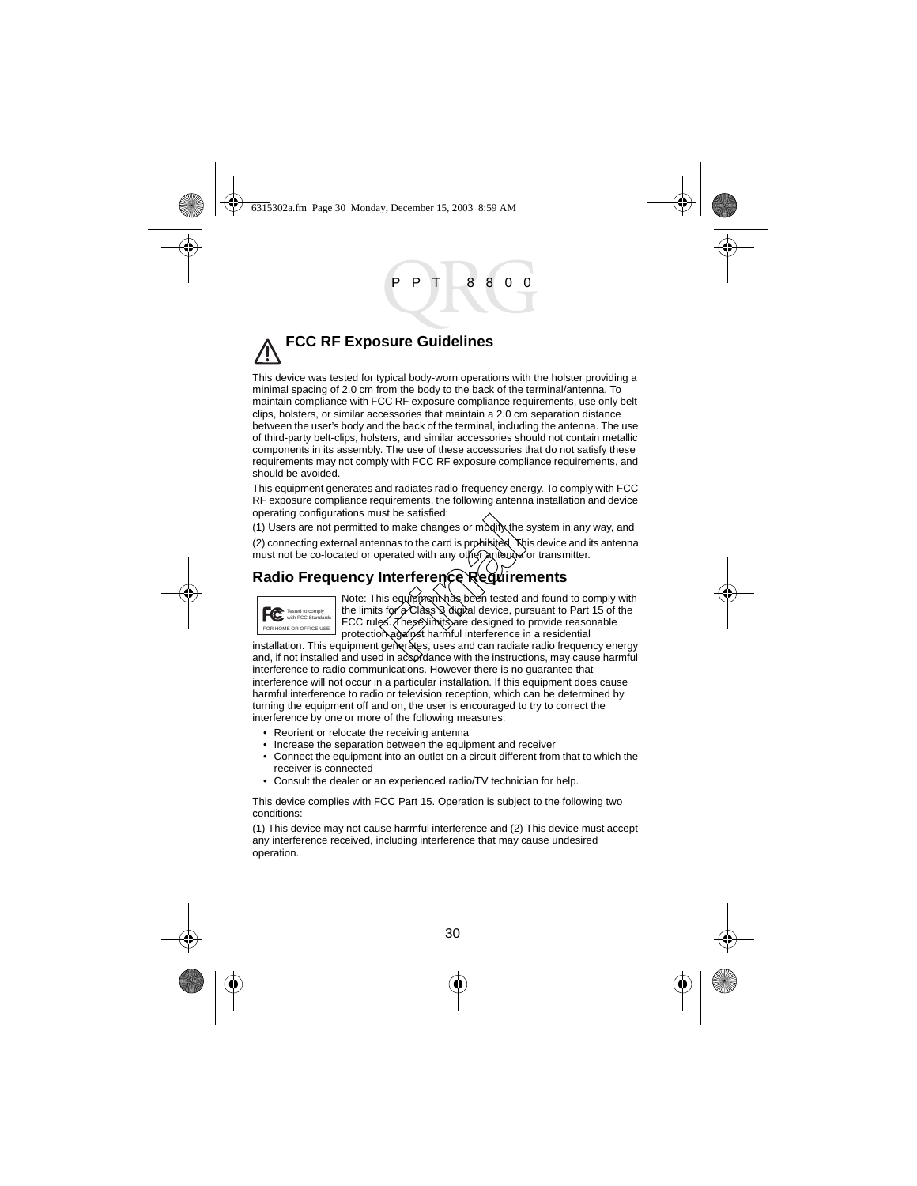## FCC RF Exposure Guidelines

This device was tested for typical body-worn operations with the holster providing a minimal spacing of 2.0 cm from the body to the back of the terminal/antenna. To maintain compliance with FCC RF exposure compliance requirements, use only belt-clips, holsters, or similar accessories that maintain a 2.0 cm separation distance between the user's body and the back of the terminal, including the antenna. The use of third-party belt-clips, holsters, and similar accessories should not contain metallic components in its assembly. The use of these accessories that do not satisfy these requirements may not comply with FCC RF exposure compliance requirements, and should be avoided.

This equipment generates and radiates radio-frequency energy. To comply with FCC RF exposure compliance requirements, the following antenna installation and device operating configurations must be satisfied:

(1) Users are not permitted to make changes or modify the system in any way, and

(2) connecting external antennas to the card is prohibited. This device and its antenna must not be co-located or operated with any other antenna or transmitter.

## Radio Frequency Interference Requirements

FC Tested to comply with FCC Standards FOR HOME OR OFFICE USE

Note: This equipment has been tested and found to comply with the limits for a Class B digital device, pursuant to Part 15 of the FCC rules. These limits are designed to provide reasonable protection against harmful interference in a residential installation. This equipment generates, uses and can radiate radio frequency energy and, if not installed and used in accordance with the instructions, may cause harmful interference to radio communications. However there is no guarantee that interference will not occur in a particular installation. If this equipment does cause harmful interference to radio or television reception, which can be determined by turning the equipment off and on, the user is encouraged to try to correct the interference by one or more of the following measures:

- Reorient or relocate the receiving antenna
- Increase the separation between the equipment and receiver
- Connect the equipment into an outlet on a circuit different from that to which the receiver is connected
- Consult the dealer or an experienced radio/TV technician for help.

This device complies with FCC Part 15. Operation is subject to the following two conditions:

(1) This device may not cause harmful interference and (2) This device must accept any interference received, including interference that may cause undesired operation.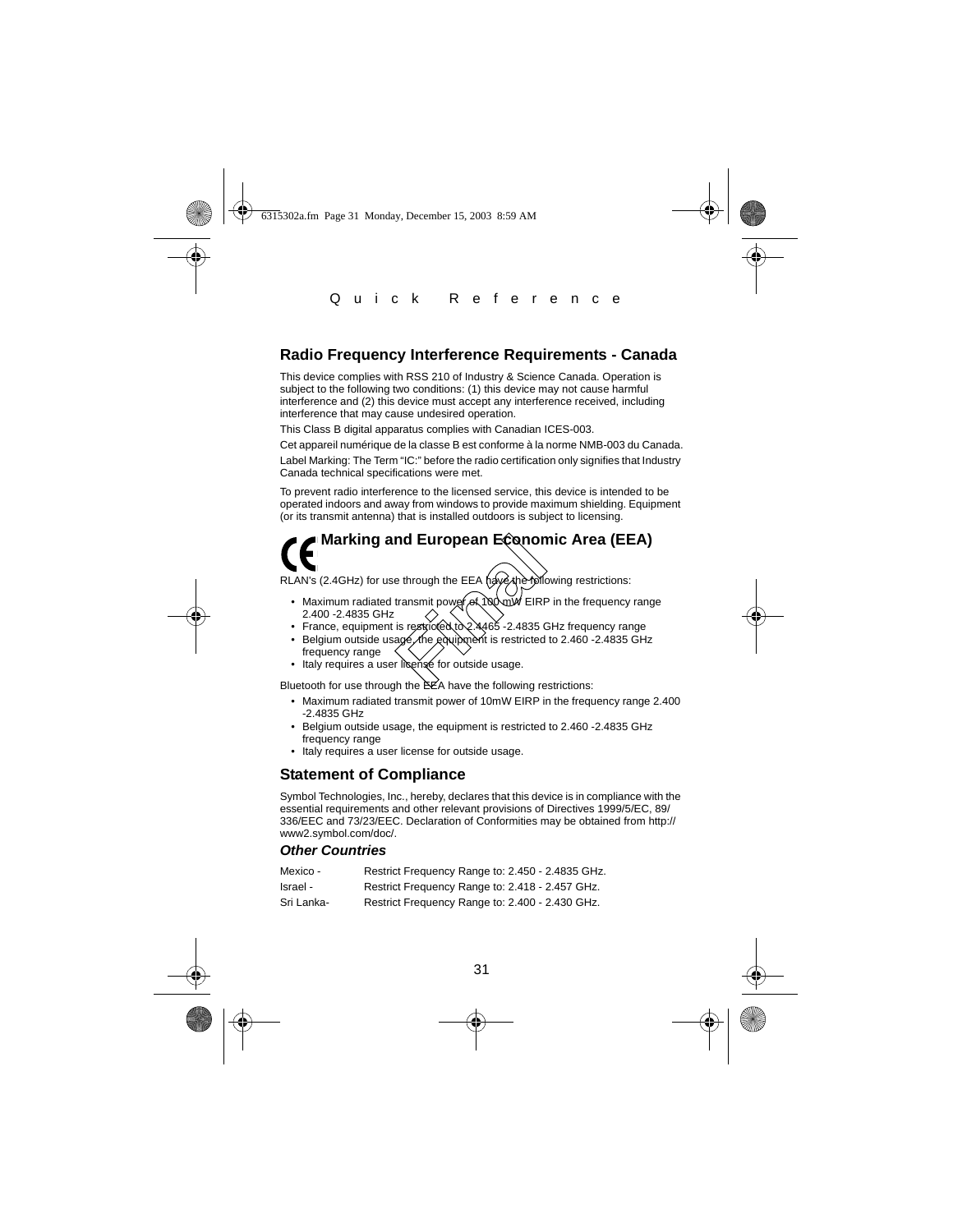## Radio Frequency Interference Requirements - Canada

This device complies with RSS 210 of Industry & Science Canada. Operation is subject to the following two conditions: (1) this device may not cause harmful interference and (2) this device must accept any interference received, including interference that may cause undesired operation.

This Class B digital apparatus complies with Canadian ICES-003.

Cet appareil numérique de la classe B est conforme à la norme NMB-003 du Canada.

Label Marking: The Term "IC:" before the radio certification only signifies that Industry Canada technical specifications were met.

To prevent radio interference to the licensed service, this device is intended to be operated indoors and away from windows to provide maximum shielding. Equipment (or its transmit antenna) that is installed outdoors is subject to licensing.

## CE Marking and European Economic Area (EEA)

RLAN's (2.4GHz) for use through the EEA have the following restrictions:

- Maximum radiated transmit power of 100 mW EIRP in the frequency range 2.400 -2.4835 GHz
- France, equipment is restricted to 2.4465 -2.4835 GHz frequency range
- Belgium outside usage, the equipment is restricted to 2.460 -2.4835 GHz frequency range
- Italy requires a user license for outside usage.

Bluetooth for use through the EEA have the following restrictions:

- Maximum radiated transmit power of 10mW EIRP in the frequency range 2.400 -2.4835 GHz
- Belgium outside usage, the equipment is restricted to 2.460 -2.4835 GHz frequency range
- Italy requires a user license for outside usage.

## Statement of Compliance

Symbol Technologies, Inc., hereby, declares that this device is in compliance with the essential requirements and other relevant provisions of Directives 1999/5/EC, 89/336/EEC and 73/23/EEC. Declaration of Conformities may be obtained from http://www2.symbol.com/doc/.

### *Other Countries*

| | |
|---|---|
| Mexico - | Restrict Frequency Range to: 2.450 - 2.4835 GHz. |
| Israel - | Restrict Frequency Range to: 2.418 - 2.457 GHz. |
| Sri Lanka- | Restrict Frequency Range to: 2.400 - 2.430 GHz. |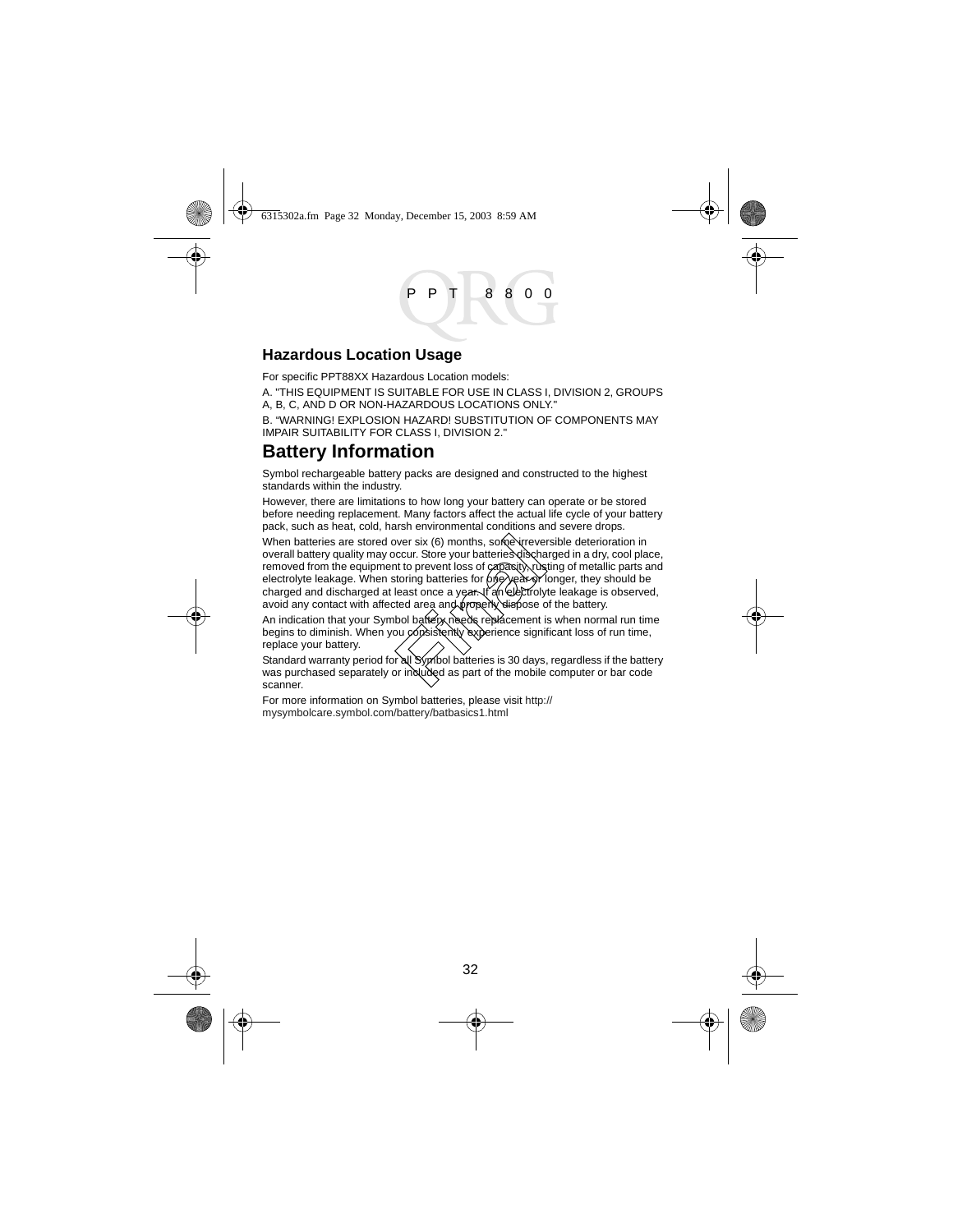## Hazardous Location Usage

For specific PPT88XX Hazardous Location models:

A. "THIS EQUIPMENT IS SUITABLE FOR USE IN CLASS I, DIVISION 2, GROUPS A, B, C, AND D OR NON-HAZARDOUS LOCATIONS ONLY."

B. "WARNING! EXPLOSION HAZARD! SUBSTITUTION OF COMPONENTS MAY IMPAIR SUITABILITY FOR CLASS I, DIVISION 2."

# Battery Information

Symbol rechargeable battery packs are designed and constructed to the highest standards within the industry.

However, there are limitations to how long your battery can operate or be stored before needing replacement. Many factors affect the actual life cycle of your battery pack, such as heat, cold, harsh environmental conditions and severe drops.

When batteries are stored over six (6) months, some irreversible deterioration in overall battery quality may occur. Store your batteries discharged in a dry, cool place, removed from the equipment to prevent loss of capacity, rusting of metallic parts and electrolyte leakage. When storing batteries for one year or longer, they should be charged and discharged at least once a year. If an electrolyte leakage is observed, avoid any contact with affected area and properly dispose of the battery.

An indication that your Symbol battery needs replacement is when normal run time begins to diminish. When you consistently experience significant loss of run time, replace your battery.

Standard warranty period for all Symbol batteries is 30 days, regardless if the battery was purchased separately or included as part of the mobile computer or bar code scanner.

For more information on Symbol batteries, please visit http://mysymbolcare.symbol.com/battery/batbasics1.html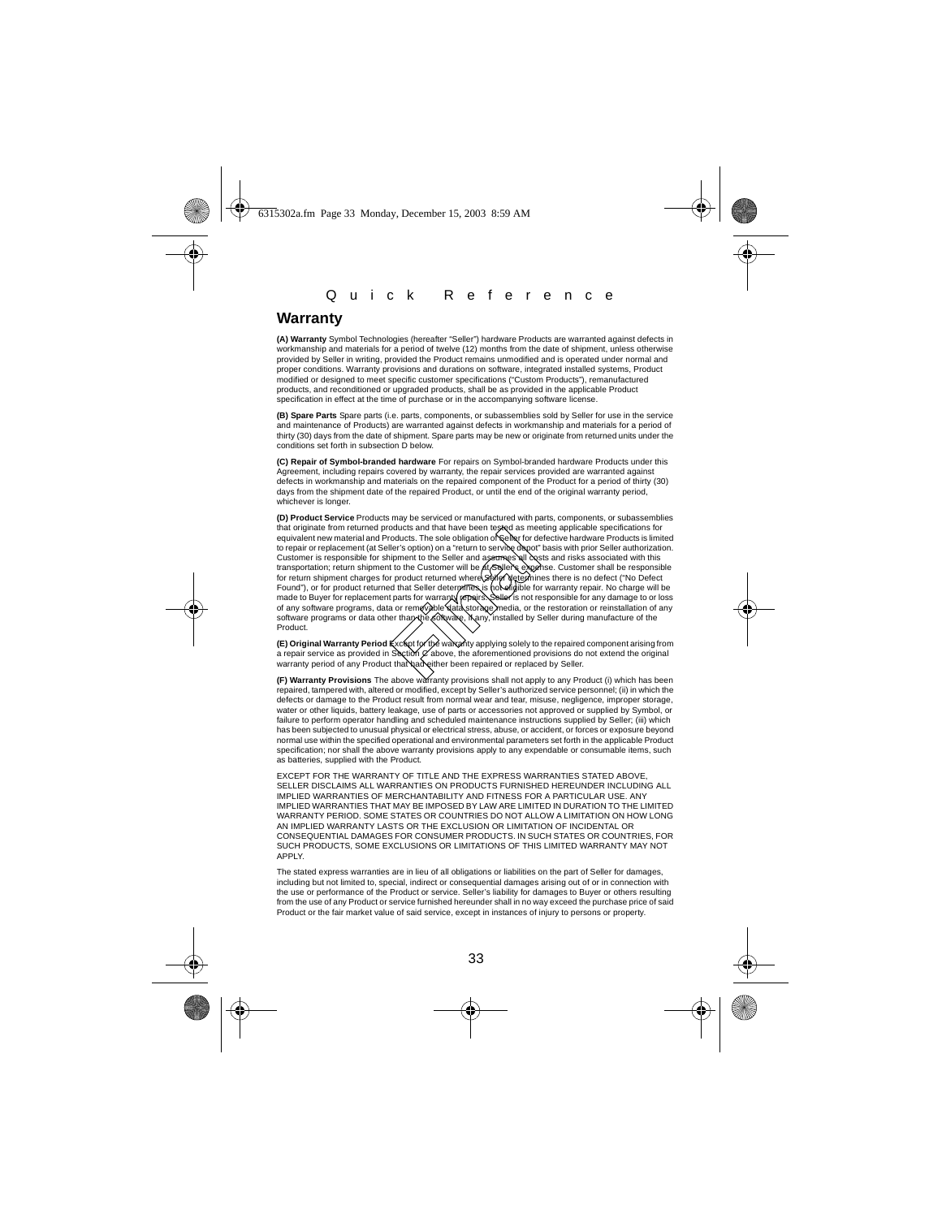## Warranty

**(A) Warranty** Symbol Technologies (hereafter "Seller") hardware Products are warranted against defects in workmanship and materials for a period of twelve (12) months from the date of shipment, unless otherwise provided by Seller in writing, provided the Product remains unmodified and is operated under normal and proper conditions. Warranty provisions and durations on software, integrated installed systems, Product modified or designed to meet specific customer specifications ("Custom Products"), remanufactured products, and reconditioned or upgraded products, shall be as provided in the applicable Product specification in effect at the time of purchase or in the accompanying software license.

**(B) Spare Parts** Spare parts (i.e. parts, components, or subassemblies sold by Seller for use in the service and maintenance of Products) are warranted against defects in workmanship and materials for a period of thirty (30) days from the date of shipment. Spare parts may be new or originate from returned units under the conditions set forth in subsection D below.

**(C) Repair of Symbol-branded hardware** For repairs on Symbol-branded hardware Products under this Agreement, including repairs covered by warranty, the repair services provided are warranted against defects in workmanship and materials on the repaired component of the Product for a period of thirty (30) days from the shipment date of the repaired Product, or until the end of the original warranty period, whichever is longer.

**(D) Product Service** Products may be serviced or manufactured with parts, components, or subassemblies that originate from returned products and that have been tested as meeting applicable specifications for equivalent new material and Products. The sole obligation of Seller for defective hardware Products is limited to repair or replacement (at Seller's option) on a "return to service depot" basis with prior Seller authorization. Customer is responsible for shipment to the Seller and assumes all costs and risks associated with this transportation; return shipment to the Customer will be at Seller's expense. Customer shall be responsible for return shipment charges for product returned where Seller determines there is no defect ("No Defect Found"), or for product returned that Seller determines is not eligible for warranty repair. No charge will be made to Buyer for replacement parts for warranty repairs. Seller is not responsible for any damage to or loss of any software programs, data or removable data storage media, or the restoration or reinstallation of any software programs or data other than the software, if any, installed by Seller during manufacture of the Product.

**(E) Original Warranty Period** Except for the warranty applying solely to the repaired component arising from a repair service as provided in Section C above, the aforementioned provisions do not extend the original warranty period of any Product that had either been repaired or replaced by Seller.

**(F) Warranty Provisions** The above warranty provisions shall not apply to any Product (i) which has been repaired, tampered with, altered or modified, except by Seller's authorized service personnel; (ii) in which the defects or damage to the Product result from normal wear and tear, misuse, negligence, improper storage, water or other liquids, battery leakage, use of parts or accessories not approved or supplied by Symbol, or failure to perform operator handling and scheduled maintenance instructions supplied by Seller; (iii) which has been subjected to unusual physical or electrical stress, abuse, or accident, or forces or exposure beyond normal use within the specified operational and environmental parameters set forth in the applicable Product specification; nor shall the above warranty provisions apply to any expendable or consumable items, such as batteries, supplied with the Product.

EXCEPT FOR THE WARRANTY OF TITLE AND THE EXPRESS WARRANTIES STATED ABOVE, SELLER DISCLAIMS ALL WARRANTIES ON PRODUCTS FURNISHED HEREUNDER INCLUDING ALL IMPLIED WARRANTIES OF MERCHANTABILITY AND FITNESS FOR A PARTICULAR USE. ANY IMPLIED WARRANTIES THAT MAY BE IMPOSED BY LAW ARE LIMITED IN DURATION TO THE LIMITED WARRANTY PERIOD. SOME STATES OR COUNTRIES DO NOT ALLOW A LIMITATION ON HOW LONG AN IMPLIED WARRANTY LASTS OR THE EXCLUSION OR LIMITATION OF INCIDENTAL OR CONSEQUENTIAL DAMAGES FOR CONSUMER PRODUCTS. IN SUCH STATES OR COUNTRIES, FOR SUCH PRODUCTS, SOME EXCLUSIONS OR LIMITATIONS OF THIS LIMITED WARRANTY MAY NOT APPLY.

The stated express warranties are in lieu of all obligations or liabilities on the part of Seller for damages, including but not limited to, special, indirect or consequential damages arising out of or in connection with the use or performance of the Product or service. Seller's liability for damages to Buyer or others resulting from the use of any Product or service furnished hereunder shall in no way exceed the purchase price of said Product or the fair market value of said service, except in instances of injury to persons or property.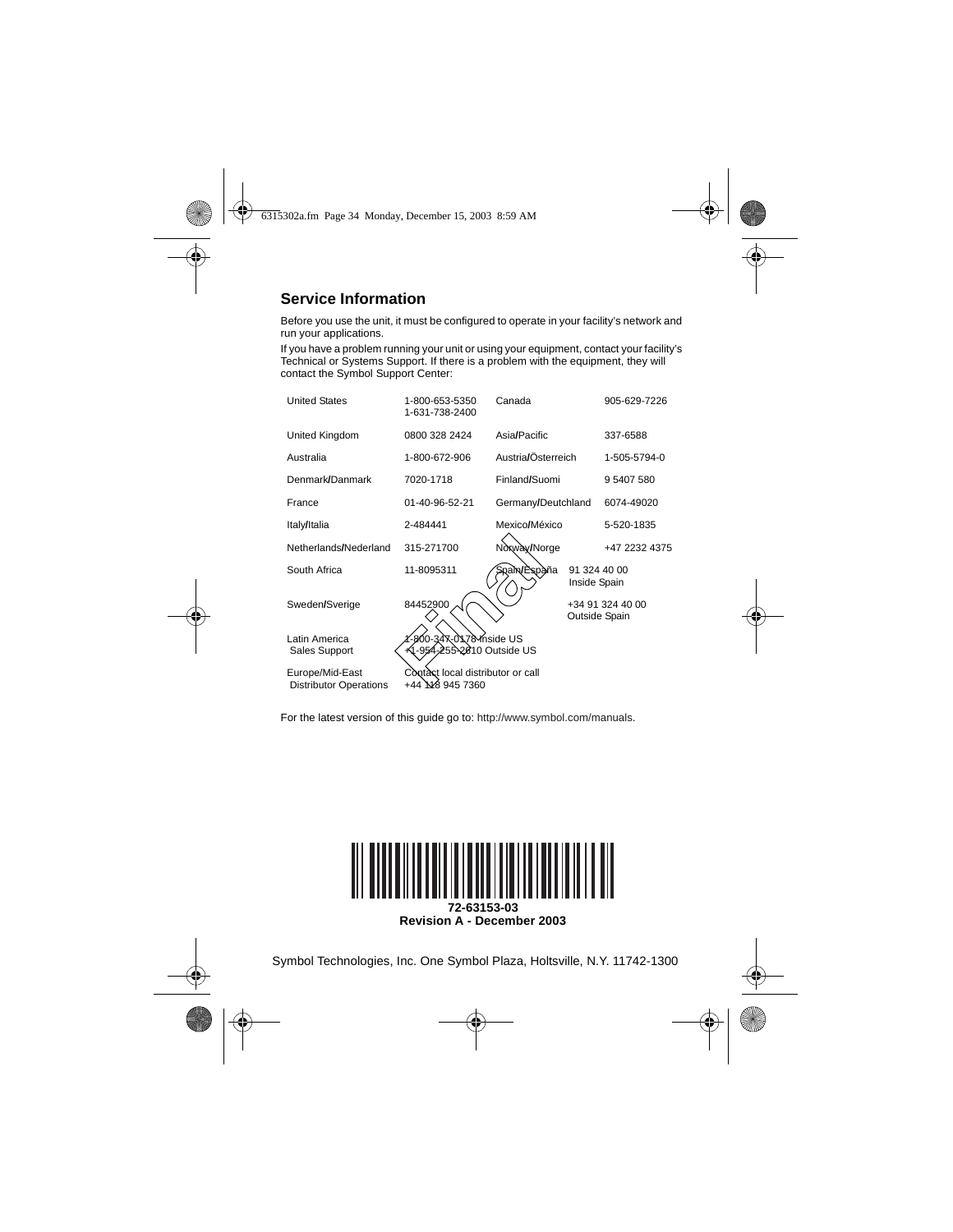## Service Information

Before you use the unit, it must be configured to operate in your facility's network and run your applications.

If you have a problem running your unit or using your equipment, contact your facility's Technical or Systems Support. If there is a problem with the equipment, they will contact the Symbol Support Center:

| | | | |
|---|---|---|---|
| United States | 1-800-653-5350<br>1-631-738-2400 | Canada | 905-629-7226 |
| United Kingdom | 0800 328 2424 | Asia/Pacific | 337-6588 |
| Australia | 1-800-672-906 | Austria/Österreich | 1-505-5794-0 |
| Denmark/Danmark | 7020-1718 | Finland/Suomi | 9 5407 580 |
| France | 01-40-96-52-21 | Germany/Deutchland | 6074-49020 |
| Italy/Italia | 2-484441 | Mexico/México | 5-520-1835 |
| Netherlands/Nederland | 315-271700 | Norway/Norge | +47 2232 4375 |
| South Africa | 11-8095311 | Spain/España | 91 324 40 00<br>Inside Spain |
| Sweden/Sverige | 84452900 | | +34 91 324 40 00<br>Outside Spain |
| Latin America<br>Sales Support | 1-800-347-0178 Inside US<br>+1-954-255-2610 Outside US | | |
| Europe/Mid-East<br>Distributor Operations | Contact local distributor or call<br>+44 118 945 7360 | | |

For the latest version of this guide go to: http://www.symbol.com/manuals.

**72-63153-03**
**Revision A - December 2003**

Symbol Technologies, Inc. One Symbol Plaza, Holtsville, N.Y. 11742-1300